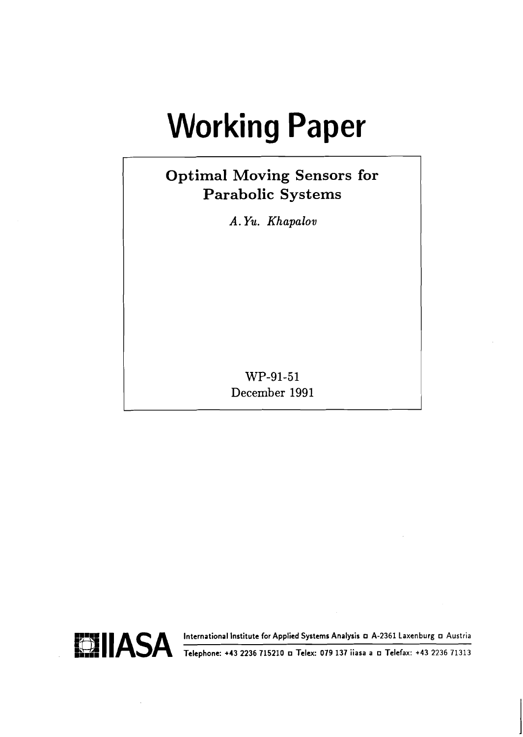# Working Paper

## Optimal Moving Sensors for Parabolic Systems

*A.Yu. Khapalov*

WP-91-51
December 1991

IIASA

International Institute for Applied Systems Analysis ◻ A-2361 Laxenburg ◻ Austria

Telephone: +43 2236 715210 ◻ Telex: 079 137 iiasa a ◻ Telefax: +43 2236 71313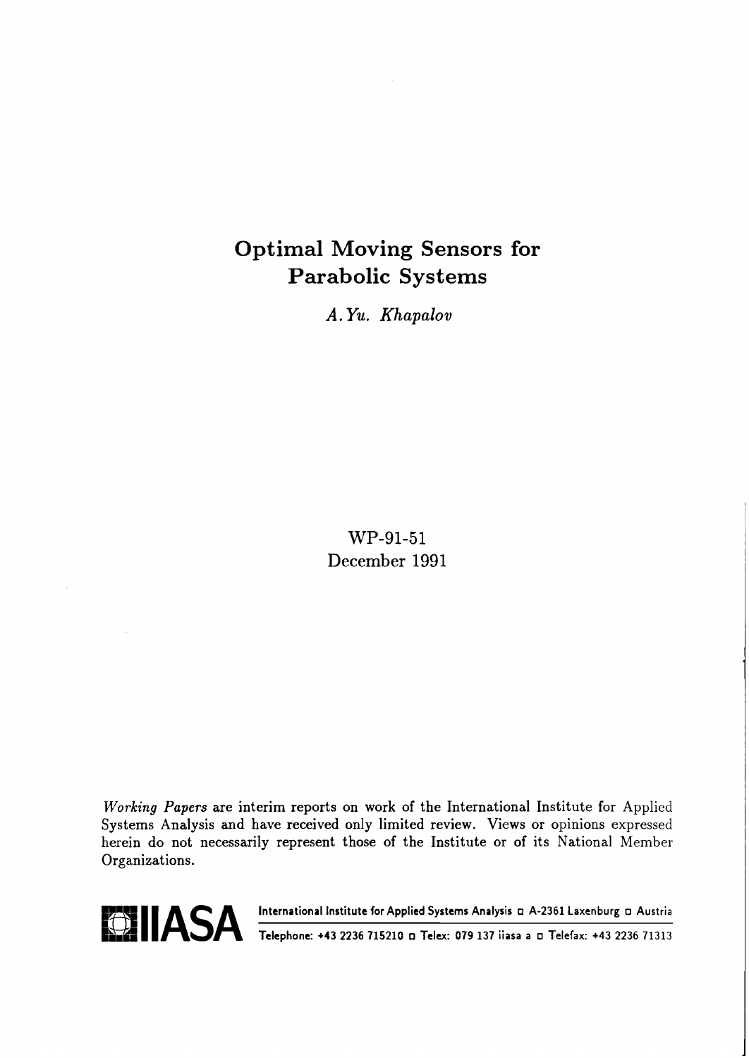# Optimal Moving Sensors for Parabolic Systems

*A.Yu. Khapalov*

WP-91-51
December 1991

*Working Papers* are interim reports on work of the International Institute for Applied Systems Analysis and have received only limited review. Views or opinions expressed herein do not necessarily represent those of the Institute or of its National Member Organizations.

**IIASA** International Institute for Applied Systems Analysis □ A-2361 Laxenburg □ Austria
Telephone: +43 2236 715210 □ Telex: 079 137 iiasa a □ Telefax: +43 2236 71313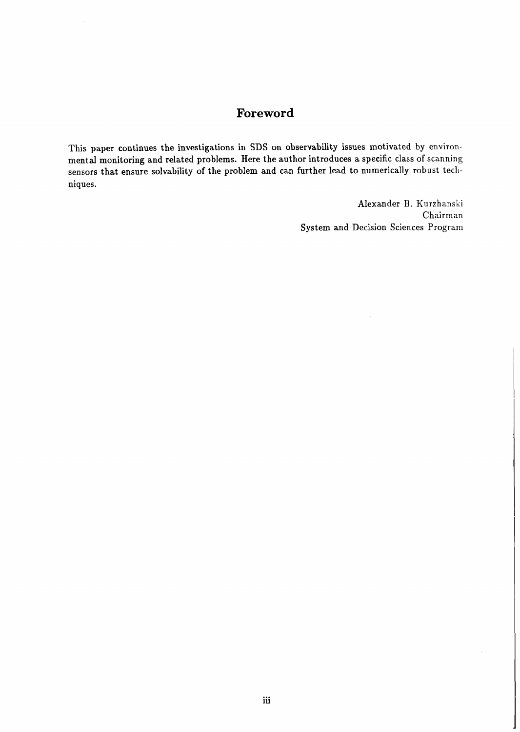# Foreword

This paper continues the investigations in SDS on observability issues motivated by environmental monitoring and related problems. Here the author introduces a specific class of scanning sensors that ensure solvability of the problem and can further lead to numerically robust techniques.

Alexander B. Kurzhanski
Chairman
System and Decision Sciences Program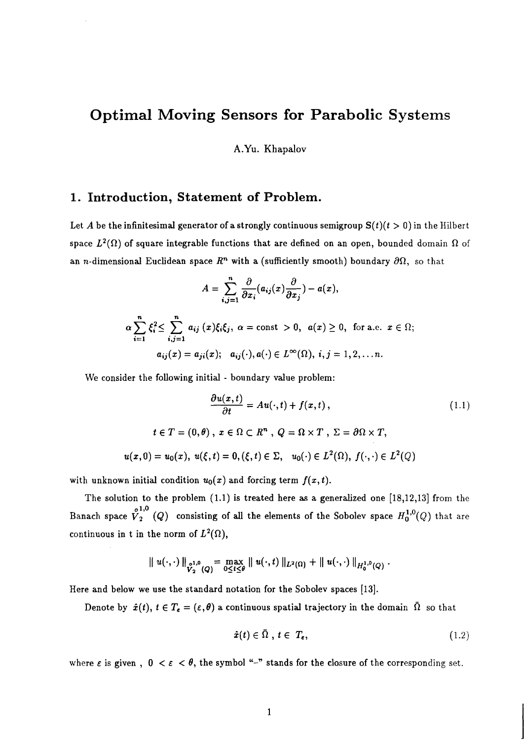# Optimal Moving Sensors for Parabolic Systems

A.Yu. Khapalov

## 1. Introduction, Statement of Problem.

Let $A$ be the infinitesimal generator of a strongly continuous semigroup $S(t)(t > 0)$ in the Hilbert space $L^2(\Omega)$ of square integrable functions that are defined on an open, bounded domain $\Omega$ of an $n$-dimensional Euclidean space $R^n$ with a (sufficiently smooth) boundary $\partial\Omega$, so that

$$A = \sum_{i,j=1}^{n} \frac{\partial}{\partial x_i}(a_{ij}(x)\frac{\partial}{\partial x_j}) - a(x),$$

$$\alpha \sum_{i=1}^{n} \xi_i^2 \leq \sum_{i,j=1}^{n} a_{ij}(x)\xi_i\xi_j, \ \alpha = \text{const} > 0, \ a(x) \geq 0, \ \text{for a.e. } x \in \Omega;$$

$$a_{ij}(x) = a_{ji}(x); \ \ a_{ij}(\cdot), a(\cdot) \in L^\infty(\Omega), \ i,j = 1,2,\ldots n.$$

We consider the following initial - boundary value problem:

$$\frac{\partial u(x,t)}{\partial t} = Au(\cdot,t) + f(x,t)\,, \tag{1.1}$$

$$t \in T = (0,\theta)\,, \ x \in \Omega \subset R^n\,, \ Q = \Omega \times T\,, \ \Sigma = \partial\Omega \times T,$$

$$u(x,0) = u_0(x), \ u(\xi,t) = 0, (\xi,t) \in \Sigma, \ \ u_0(\cdot) \in L^2(\Omega), \ f(\cdot,\cdot) \in L^2(Q)$$

with unknown initial condition $u_0(x)$ and forcing term $f(x,t)$.

The solution to the problem (1.1) is treated here as a generalized one [18,12,13] from the Banach space $\overset{o}{V}{}_2^{1,0}(Q)$ consisting of all the elements of the Sobolev space $H_0^{1,0}(Q)$ that are continuous in t in the norm of $L^2(\Omega)$,

$$\| u(\cdot,\cdot) \|_{\overset{o}{V}{}_2^{1,0}(Q)} = \max_{0 \leq t \leq \theta} \| u(\cdot,t) \|_{L^2(\Omega)} + \| u(\cdot,\cdot) \|_{H_0^{1,0}(Q)}\,.$$

Here and below we use the standard notation for the Sobolev spaces [13].

Denote by $\hat{x}(t)$, $t \in T_\varepsilon = (\varepsilon, \theta)$ a continuous spatial trajectory in the domain $\bar{\Omega}$ so that

$$\hat{x}(t) \in \bar{\Omega}\,, \ t \in \ T_\varepsilon, \tag{1.2}$$

where $\varepsilon$ is given , $0 < \varepsilon < \theta$, the symbol "$-$" stands for the closure of the corresponding set.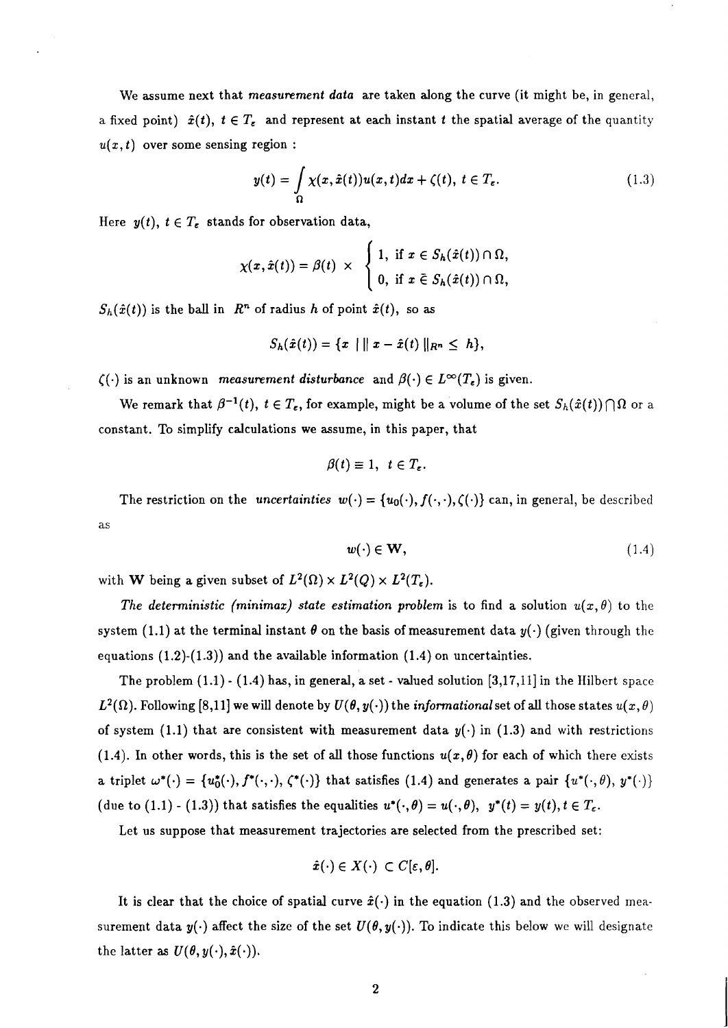We assume next that *measurement data* are taken along the curve (it might be, in general, a fixed point) $\hat{x}(t),\ t \in T_\varepsilon$ and represent at each instant $t$ the spatial average of the quantity $u(x,t)$ over some sensing region :

$$y(t) = \int_{\Omega} \chi(x, \hat{x}(t)) u(x,t) dx + \zeta(t),\ t \in T_\varepsilon. \tag{1.3}$$

Here $y(t),\ t \in T_\varepsilon$ stands for observation data,

$$\chi(x, \hat{x}(t)) = \beta(t) \times \begin{cases} 1, & \text{if } x \in S_h(\hat{x}(t)) \cap \Omega, \\ 0, & \text{if } x \bar{\in} S_h(\hat{x}(t)) \cap \Omega, \end{cases}$$

$S_h(\hat{x}(t))$ is the ball in $R^n$ of radius $h$ of point $\hat{x}(t)$, so as

$$S_h(\hat{x}(t)) = \{x \mid \| x - \hat{x}(t) \|_{R^n} \leq h\},$$

$\zeta(\cdot)$ is an unknown *measurement disturbance* and $\beta(\cdot) \in L^\infty(T_\varepsilon)$ is given.

We remark that $\beta^{-1}(t),\ t \in T_\varepsilon$, for example, might be a volume of the set $S_h(\hat{x}(t)) \bigcap \Omega$ or a constant. To simplify calculations we assume, in this paper, that

$$\beta(t) \equiv 1,\ t \in T_\varepsilon.$$

The restriction on the *uncertainties* $w(\cdot) = \{u_0(\cdot), f(\cdot,\cdot), \zeta(\cdot)\}$ can, in general, be described as

$$w(\cdot) \in \mathbf{W}, \tag{1.4}$$

with $\mathbf{W}$ being a given subset of $L^2(\Omega) \times L^2(Q) \times L^2(T_\varepsilon)$.

*The deterministic (minimax) state estimation problem* is to find a solution $u(x,\theta)$ to the system (1.1) at the terminal instant $\theta$ on the basis of measurement data $y(\cdot)$ (given through the equations (1.2)-(1.3)) and the available information (1.4) on uncertainties.

The problem (1.1) - (1.4) has, in general, a set - valued solution [3,17,11] in the Hilbert space $L^2(\Omega)$. Following [8,11] we will denote by $U(\theta, y(\cdot))$ the *informational* set of all those states $u(x,\theta)$ of system (1.1) that are consistent with measurement data $y(\cdot)$ in (1.3) and with restrictions (1.4). In other words, this is the set of all those functions $u(x,\theta)$ for each of which there exists a triplet $\omega^*(\cdot) = \{u_0^*(\cdot), f^*(\cdot,\cdot), \zeta^*(\cdot)\}$ that satisfies (1.4) and generates a pair $\{u^*(\cdot,\theta),\ y^*(\cdot)\}$ (due to (1.1) - (1.3)) that satisfies the equalities $u^*(\cdot,\theta) = u(\cdot,\theta),\ \ y^*(t) = y(t), t \in T_\varepsilon$.

Let us suppose that measurement trajectories are selected from the prescribed set:

$$\hat{x}(\cdot) \in X(\cdot) \subset C[\varepsilon, \theta].$$

It is clear that the choice of spatial curve $\hat{x}(\cdot)$ in the equation (1.3) and the observed measurement data $y(\cdot)$ affect the size of the set $U(\theta, y(\cdot))$. To indicate this below we will designate the latter as $U(\theta, y(\cdot), \hat{x}(\cdot))$.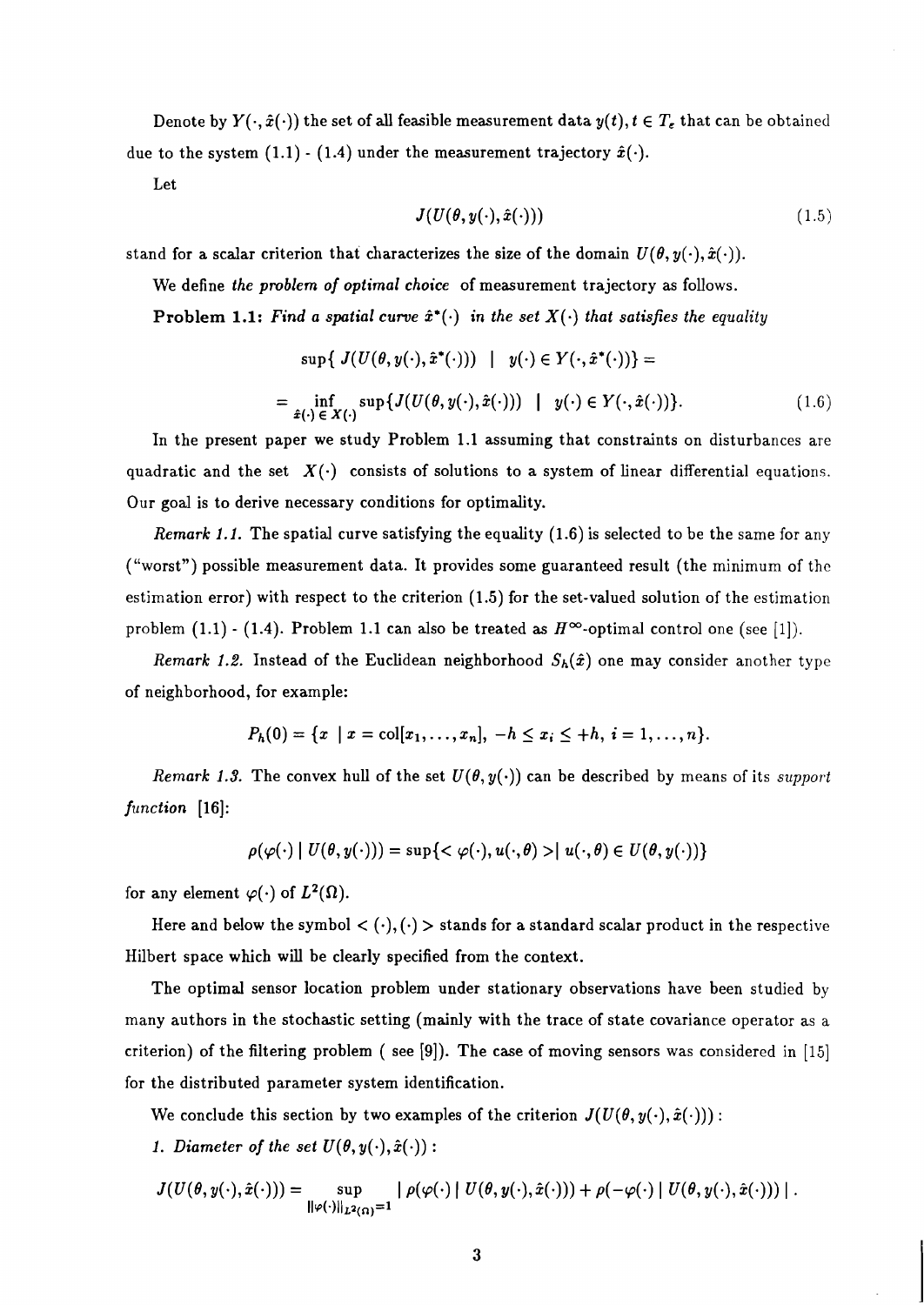Denote by $Y(\cdot, \hat{x}(\cdot))$ the set of all feasible measurement data $y(t), t \in T_e$ that can be obtained due to the system (1.1) - (1.4) under the measurement trajectory $\hat{x}(\cdot)$.

Let

$$J(U(\theta, y(\cdot), \hat{x}(\cdot))) \tag{1.5}$$

stand for a scalar criterion that characterizes the size of the domain $U(\theta, y(\cdot), \hat{x}(\cdot))$.

We define *the problem of optimal choice* of measurement trajectory as follows.

**Problem 1.1:** *Find a spatial curve $\hat{x}^*(\cdot)$ in the set $X(\cdot)$ that satisfies the equality*

$$\sup\{ J(U(\theta, y(\cdot), \hat{x}^*(\cdot))) \mid y(\cdot) \in Y(\cdot, \hat{x}^*(\cdot))\} =$$

$$= \inf_{\hat{x}(\cdot) \in X(\cdot)} \sup\{J(U(\theta, y(\cdot), \hat{x}(\cdot))) \mid y(\cdot) \in Y(\cdot, \hat{x}(\cdot))\}. \tag{1.6}$$

In the present paper we study Problem 1.1 assuming that constraints on disturbances are quadratic and the set $X(\cdot)$ consists of solutions to a system of linear differential equations. Our goal is to derive necessary conditions for optimality.

*Remark 1.1.* The spatial curve satisfying the equality (1.6) is selected to be the same for any ("worst") possible measurement data. It provides some guaranteed result (the minimum of the estimation error) with respect to the criterion (1.5) for the set-valued solution of the estimation problem (1.1) - (1.4). Problem 1.1 can also be treated as $H^\infty$-optimal control one (see [1]).

*Remark 1.2.* Instead of the Euclidean neighborhood $S_h(\hat{x})$ one may consider another type of neighborhood, for example:

$$P_h(0) = \{x \mid x = \mathrm{col}[x_1, \ldots, x_n], \ -h \leq x_i \leq +h, \ i = 1, \ldots, n\}.$$

*Remark 1.3.* The convex hull of the set $U(\theta, y(\cdot))$ can be described by means of its *support function* [16]:

$$\rho(\varphi(\cdot) \mid U(\theta, y(\cdot))) = \sup\{< \varphi(\cdot), u(\cdot, \theta) > \mid u(\cdot, \theta) \in U(\theta, y(\cdot))\}$$

for any element $\varphi(\cdot)$ of $L^2(\Omega)$.

Here and below the symbol $< (\cdot), (\cdot) >$ stands for a standard scalar product in the respective Hilbert space which will be clearly specified from the context.

The optimal sensor location problem under stationary observations have been studied by many authors in the stochastic setting (mainly with the trace of state covariance operator as a criterion) of the filtering problem ( see [9]). The case of moving sensors was considered in [15] for the distributed parameter system identification.

We conclude this section by two examples of the criterion $J(U(\theta, y(\cdot), \hat{x}(\cdot)))$ :

*1. Diameter of the set $U(\theta, y(\cdot), \hat{x}(\cdot))$* :

$$J(U(\theta, y(\cdot), \hat{x}(\cdot))) = \sup_{\|\varphi(\cdot)\|_{L^2(\Omega)}=1} \mid \rho(\varphi(\cdot) \mid U(\theta, y(\cdot), \hat{x}(\cdot))) + \rho(-\varphi(\cdot) \mid U(\theta, y(\cdot), \hat{x}(\cdot))) \mid .$$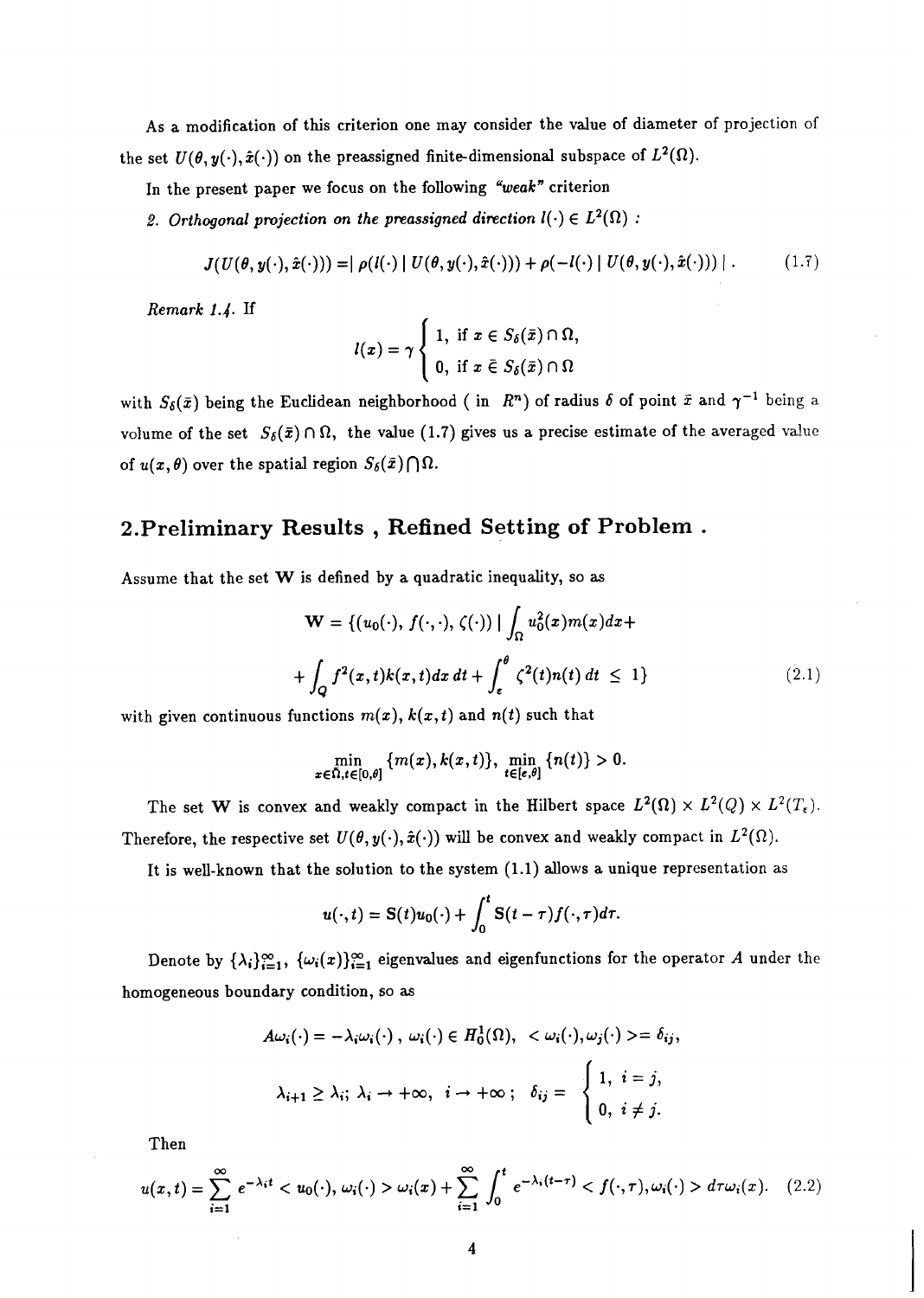As a modification of this criterion one may consider the value of diameter of projection of the set $U(\theta, y(\cdot), \hat{x}(\cdot))$ on the preassigned finite-dimensional subspace of $L^2(\Omega)$.

In the present paper we focus on the following *"weak"* criterion

*2. Orthogonal projection on the preassigned direction* $l(\cdot) \in L^2(\Omega)$ *:*

$$J(U(\theta, y(\cdot), \hat{x}(\cdot))) = | \rho(l(\cdot) \mid U(\theta, y(\cdot), \hat{x}(\cdot))) + \rho(-l(\cdot) \mid U(\theta, y(\cdot), \hat{x}(\cdot))) | \,. \tag{1.7}$$

*Remark 1.4.* If

$$l(x) = \gamma \begin{cases} 1, & \text{if } x \in S_\delta(\bar{x}) \cap \Omega, \\ 0, & \text{if } x \bar{\in} S_\delta(\bar{x}) \cap \Omega \end{cases}$$

with $S_\delta(\bar{x})$ being the Euclidean neighborhood ( in $R^n$) of radius $\delta$ of point $\bar{x}$ and $\gamma^{-1}$ being a volume of the set $S_\delta(\bar{x}) \cap \Omega$, the value (1.7) gives us a precise estimate of the averaged value of $u(x, \theta)$ over the spatial region $S_\delta(\bar{x}) \bigcap \Omega$.

## 2.Preliminary Results , Refined Setting of Problem .

Assume that the set $\mathbf{W}$ is defined by a quadratic inequality, so as

$$\mathbf{W} = \{(u_0(\cdot),\, f(\cdot,\cdot),\, \zeta(\cdot)) \mid \int_\Omega u_0^2(x) m(x) dx +$$

$$+ \int_Q f^2(x,t) k(x,t) dx\, dt + \int_\epsilon^\theta \zeta^2(t) n(t)\, dt \,\leq\, 1\} \tag{2.1}$$

with given continuous functions $m(x)$, $k(x,t)$ and $n(t)$ such that

$$\min_{x \in \Omega, t \in [0,\theta]} \{m(x), k(x,t)\},\ \min_{t \in [\epsilon,\theta]} \{n(t)\} > 0.$$

The set $\mathbf{W}$ is convex and weakly compact in the Hilbert space $L^2(\Omega) \times L^2(Q) \times L^2(T_\epsilon)$. Therefore, the respective set $U(\theta, y(\cdot), \hat{x}(\cdot))$ will be convex and weakly compact in $L^2(\Omega)$.

It is well-known that the solution to the system (1.1) allows a unique representation as

$$u(\cdot, t) = \mathbf{S}(t) u_0(\cdot) + \int_0^t \mathbf{S}(t - \tau) f(\cdot, \tau) d\tau.$$

Denote by $\{\lambda_i\}_{i=1}^\infty$, $\{\omega_i(x)\}_{i=1}^\infty$ eigenvalues and eigenfunctions for the operator $A$ under the homogeneous boundary condition, so as

$$A\omega_i(\cdot) = -\lambda_i \omega_i(\cdot)\,,\ \omega_i(\cdot) \in \overset{\circ}{H}{}^1_0(\Omega),\ \ < \omega_i(\cdot), \omega_j(\cdot) >= \delta_{ij},$$

$$\lambda_{i+1} \geq \lambda_i;\ \lambda_i \to +\infty,\ \ i \to +\infty\,;\ \ \delta_{ij} = \begin{cases} 1, & i = j, \\ 0, & i \neq j. \end{cases}$$

Then

$$u(x,t) = \sum_{i=1}^\infty e^{-\lambda_i t} < u_0(\cdot),\, \omega_i(\cdot) > \omega_i(x) + \sum_{i=1}^\infty \int_0^t e^{-\lambda_i (t - \tau)} < f(\cdot, \tau), \omega_i(\cdot) > d\tau \omega_i(x). \tag{2.2}$$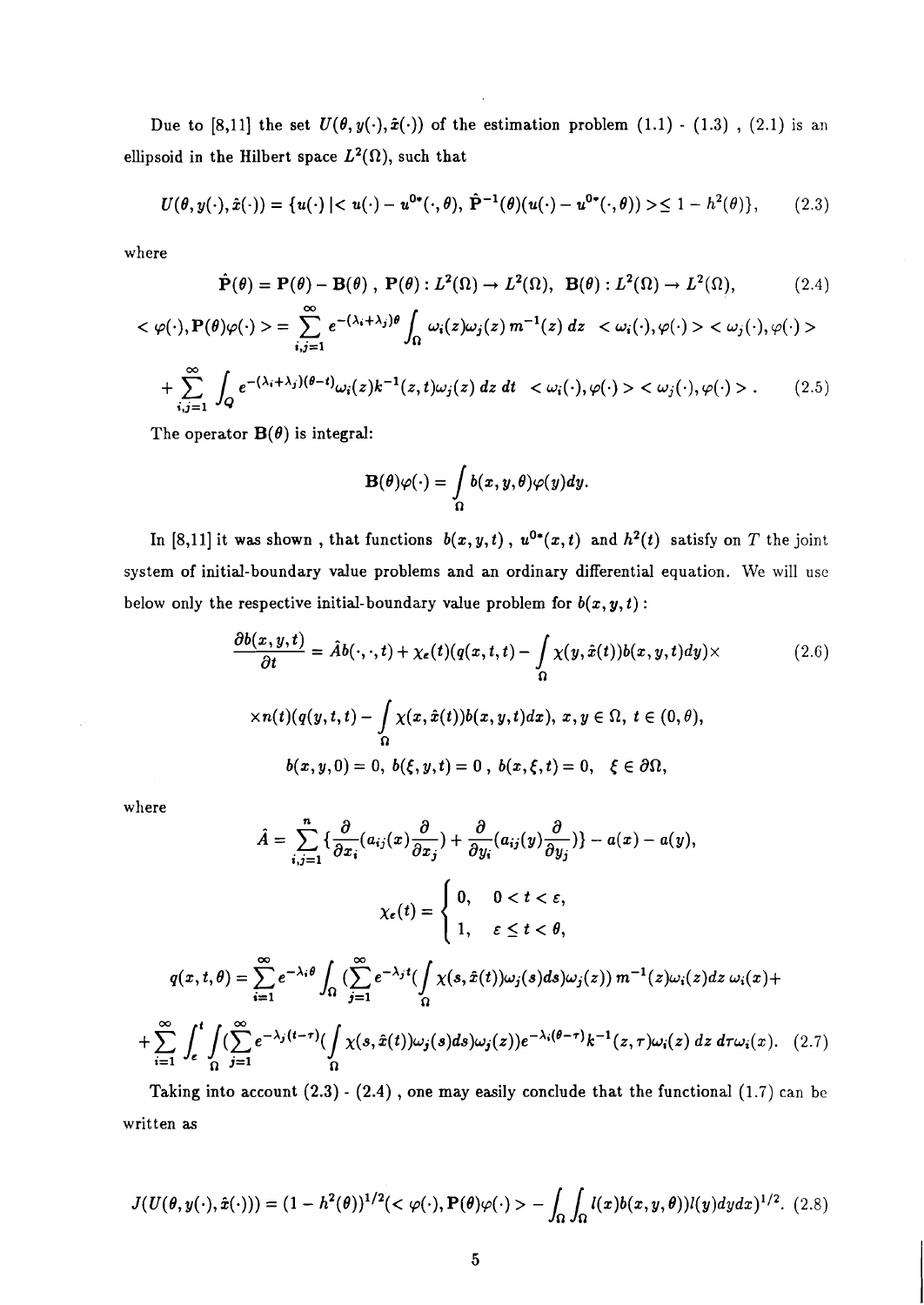Due to [8,11] the set $U(\theta, y(\cdot), \hat{x}(\cdot))$ of the estimation problem (1.1) - (1.3) , (2.1) is an ellipsoid in the Hilbert space $L^2(\Omega)$, such that

$$U(\theta, y(\cdot), \hat{x}(\cdot)) = \{u(\cdot) \,|< u(\cdot) - u^{0*}(\cdot, \theta),\ \hat{\mathbf{P}}^{-1}(\theta)(u(\cdot) - u^{0*}(\cdot, \theta)) > \leq 1 - h^2(\theta)\}, \qquad (2.3)$$

where

$$\hat{\mathbf{P}}(\theta) = \mathbf{P}(\theta) - \mathbf{B}(\theta)\ ,\ \mathbf{P}(\theta) : L^2(\Omega) \to L^2(\Omega),\ \ \mathbf{B}(\theta) : L^2(\Omega) \to L^2(\Omega), \qquad (2.4)$$

$$< \varphi(\cdot), \mathbf{P}(\theta)\varphi(\cdot) > = \sum_{i,j=1}^{\infty} e^{-(\lambda_i+\lambda_j)\theta} \int_\Omega \omega_i(z)\omega_j(z)\, m^{-1}(z)\, dz\ \ < \omega_i(\cdot), \varphi(\cdot) > < \omega_j(\cdot), \varphi(\cdot) >$$

$$+ \sum_{i,j=1}^{\infty} \int_Q e^{-(\lambda_i+\lambda_j)(\theta-t)} \omega_i(z) k^{-1}(z,t) \omega_j(z)\, dz\, dt\ \ < \omega_i(\cdot), \varphi(\cdot) > < \omega_j(\cdot), \varphi(\cdot) > . \qquad (2.5)$$

The operator $\mathbf{B}(\theta)$ is integral:

$$\mathbf{B}(\theta)\varphi(\cdot) = \int_\Omega b(x, y, \theta)\varphi(y) dy.$$

In [8,11] it was shown , that functions $b(x,y,t)$ , $u^{0*}(x,t)$ and $h^2(t)$ satisfy on $T$ the joint system of initial-boundary value problems and an ordinary differential equation. We will use below only the respective initial-boundary value problem for $b(x,y,t)$ :

$$\frac{\partial b(x,y,t)}{\partial t} = \hat{A} b(\cdot, \cdot, t) + \chi_\varepsilon(t)(q(x,t,t) - \int_\Omega \chi(y, \hat{x}(t)) b(x,y,t) dy) \times \qquad (2.6)$$

$$\times n(t)(q(y,t,t) - \int_\Omega \chi(x, \hat{x}(t)) b(x,y,t) dx),\ x, y \in \Omega,\ t \in (0, \theta),$$

$$b(x,y,0) = 0,\ b(\xi, y, t) = 0\ ,\ b(x, \xi, t) = 0,\quad \xi \in \partial\Omega,$$

where

$$\hat{A} = \sum_{i,j=1}^{n} \{ \frac{\partial}{\partial x_i}(a_{ij}(x) \frac{\partial}{\partial x_j}) + \frac{\partial}{\partial y_i}(a_{ij}(y) \frac{\partial}{\partial y_j}) \} - a(x) - a(y),$$

$$\chi_\varepsilon(t) = \begin{cases} 0, & 0 < t < \varepsilon, \\ 1, & \varepsilon \leq t < \theta, \end{cases}$$

$$q(x,t,\theta) = \sum_{i=1}^{\infty} e^{-\lambda_i \theta} \int_\Omega (\sum_{j=1}^{\infty} e^{-\lambda_j t} (\int_\Omega \chi(s, \hat{x}(t)) \omega_j(s) ds) \omega_j(z))\, m^{-1}(z) \omega_i(z) dz\ \omega_i(x) +$$

$$+ \sum_{i=1}^{\infty} \int_\varepsilon^t \int_\Omega (\sum_{j=1}^{\infty} e^{-\lambda_j (t-\tau)} (\int_\Omega \chi(s, \hat{x}(t)) \omega_j(s) ds) \omega_j(z)) e^{-\lambda_i(\theta-\tau)} k^{-1}(z,\tau) \omega_i(z)\, dz\, d\tau \omega_i(x). \quad (2.7)$$

Taking into account (2.3) - (2.4) , one may easily conclude that the functional (1.7) can be written as

$$J(U(\theta, y(\cdot), \hat{x}(\cdot))) = (1 - h^2(\theta))^{1/2} (< \varphi(\cdot), \mathbf{P}(\theta)\varphi(\cdot) > - \int_\Omega \int_\Omega l(x) b(x,y,\theta)) l(y) dy dx)^{1/2}. \ (2.8)$$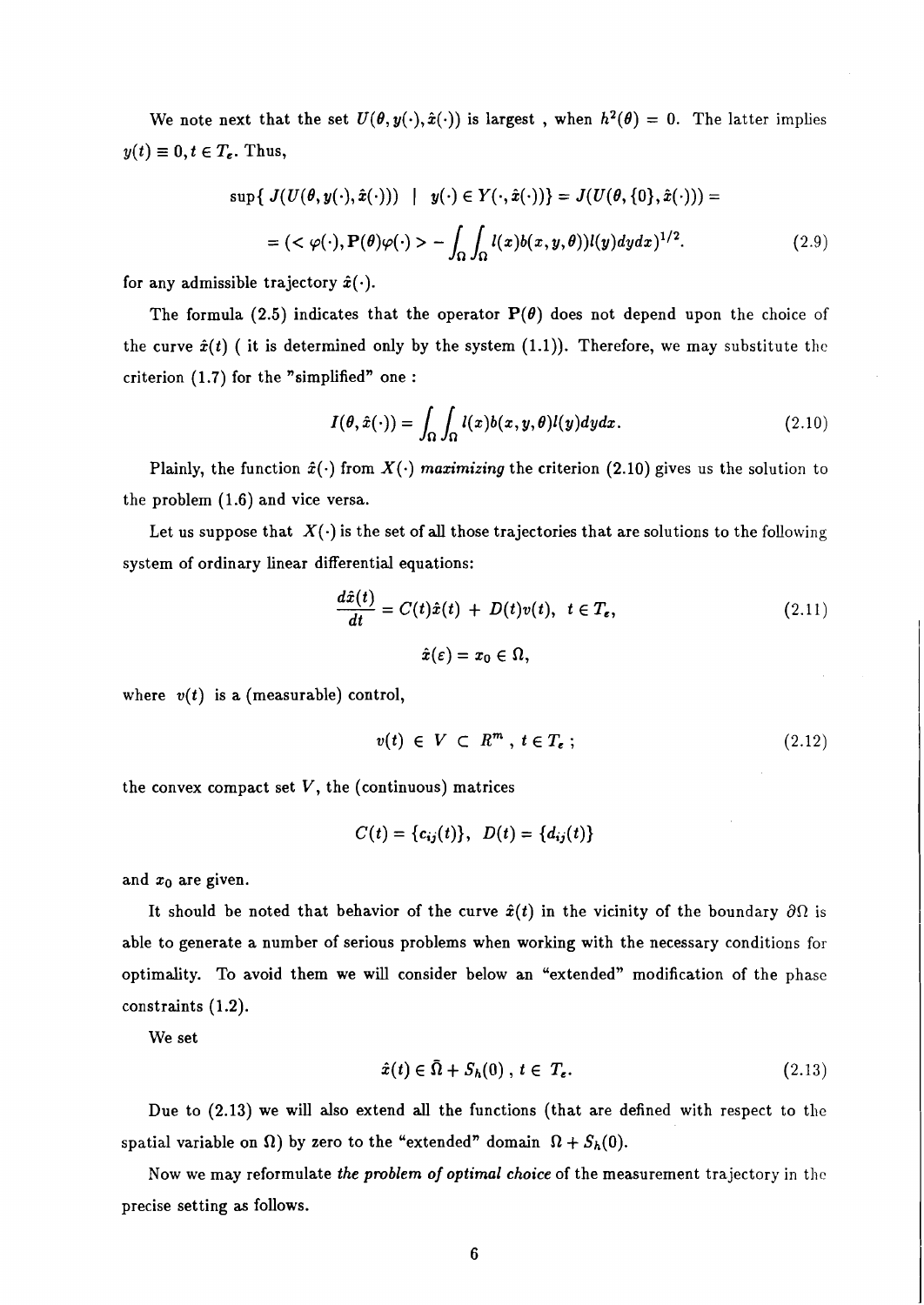We note next that the set $U(\theta, y(\cdot), \hat{x}(\cdot))$ is largest , when $h^2(\theta) = 0$. The latter implies $y(t) \equiv 0, t \in T_\epsilon$. Thus,

$$\sup\{ J(U(\theta, y(\cdot), \hat{x}(\cdot))) \mid y(\cdot) \in Y(\cdot, \hat{x}(\cdot))\} = J(U(\theta, \{0\}, \hat{x}(\cdot))) =$$

$$= (< \varphi(\cdot), \mathbf{P}(\theta)\varphi(\cdot) > - \int_\Omega \int_\Omega l(x) b(x, y, \theta)) l(y) dy dx)^{1/2}. \tag{2.9}$$

for any admissible trajectory $\hat{x}(\cdot)$.

The formula (2.5) indicates that the operator $\mathbf{P}(\theta)$ does not depend upon the choice of the curve $\hat{x}(t)$ ( it is determined only by the system (1.1)). Therefore, we may substitute the criterion (1.7) for the "simplified" one :

$$I(\theta, \hat{x}(\cdot)) = \int_\Omega \int_\Omega l(x) b(x, y, \theta) l(y) dy dx. \tag{2.10}$$

Plainly, the function $\hat{x}(\cdot)$ from $X(\cdot)$ *maximizing* the criterion (2.10) gives us the solution to the problem (1.6) and vice versa.

Let us suppose that $X(\cdot)$ is the set of all those trajectories that are solutions to the following system of ordinary linear differential equations:

$$\frac{d\hat{x}(t)}{dt} = C(t)\hat{x}(t) + D(t)v(t), \ t \in T_\epsilon, \tag{2.11}$$

$$\hat{x}(\varepsilon) = x_0 \in \Omega,$$

where $v(t)$ is a (measurable) control,

$$v(t) \in V \subset R^m, \ t \in T_\epsilon ; \tag{2.12}$$

the convex compact set $V$, the (continuous) matrices

$$C(t) = \{c_{ij}(t)\}, \ D(t) = \{d_{ij}(t)\}$$

and $x_0$ are given.

It should be noted that behavior of the curve $\hat{x}(t)$ in the vicinity of the boundary $\partial\Omega$ is able to generate a number of serious problems when working with the necessary conditions for optimality. To avoid them we will consider below an "extended" modification of the phase constraints (1.2).

We set

$$\hat{x}(t) \in \bar{\Omega} + S_h(0) , \ t \in T_\epsilon. \tag{2.13}$$

Due to (2.13) we will also extend all the functions (that are defined with respect to the spatial variable on $\Omega$) by zero to the "extended" domain $\Omega + S_h(0)$.

Now we may reformulate *the problem of optimal choice* of the measurement trajectory in the precise setting as follows.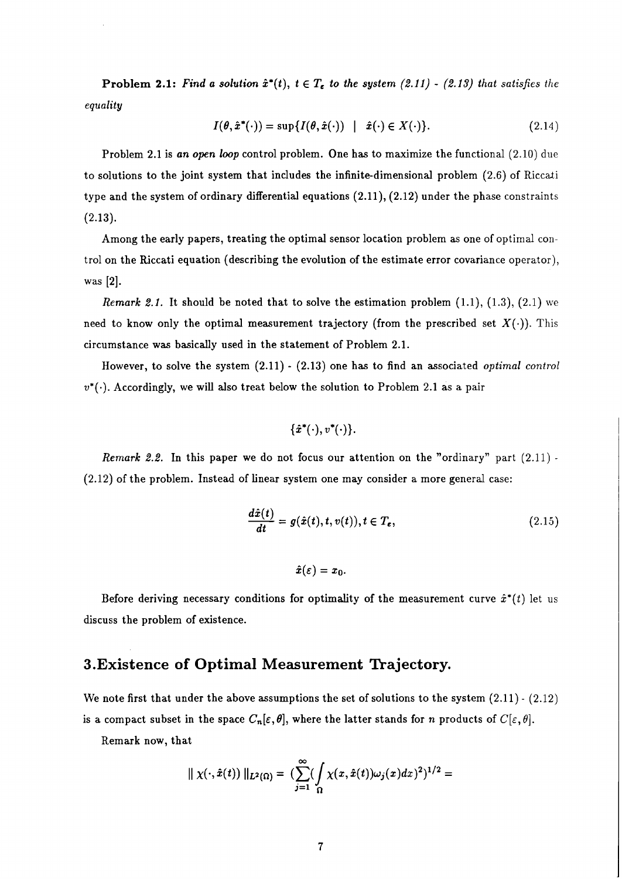**Problem 2.1:** *Find a solution $\hat{x}^*(t)$, $t \in T_\varepsilon$ to the system (2.11) - (2.13) that satisfies the equality*

$$I(\theta, \hat{x}^*(\cdot)) = \sup\{I(\theta, \hat{x}(\cdot)) \mid \hat{x}(\cdot) \in X(\cdot)\}. \tag{2.14}$$

Problem 2.1 is *an open loop* control problem. One has to maximize the functional (2.10) due to solutions to the joint system that includes the infinite-dimensional problem (2.6) of Riccati type and the system of ordinary differential equations (2.11), (2.12) under the phase constraints (2.13).

Among the early papers, treating the optimal sensor location problem as one of optimal control on the Riccati equation (describing the evolution of the estimate error covariance operator), was [2].

*Remark 2.1.* It should be noted that to solve the estimation problem (1.1), (1.3), (2.1) we need to know only the optimal measurement trajectory (from the prescribed set $X(\cdot)$). This circumstance was basically used in the statement of Problem 2.1.

However, to solve the system (2.11) - (2.13) one has to find an associated *optimal control* $v^*(\cdot)$. Accordingly, we will also treat below the solution to Problem 2.1 as a pair

$$\{\hat{x}^*(\cdot), v^*(\cdot)\}.$$

*Remark 2.2.* In this paper we do not focus our attention on the "ordinary" part (2.11) - (2.12) of the problem. Instead of linear system one may consider a more general case:

$$\frac{d\hat{x}(t)}{dt} = g(\hat{x}(t), t, v(t)), t \in T_\varepsilon, \tag{2.15}$$

$$\hat{x}(\varepsilon) = x_0.$$

Before deriving necessary conditions for optimality of the measurement curve $\hat{x}^*(t)$ let us discuss the problem of existence.

## 3.Existence of Optimal Measurement Trajectory.

We note first that under the above assumptions the set of solutions to the system (2.11) - (2.12) is a compact subset in the space $C_n[\varepsilon, \theta]$, where the latter stands for $n$ products of $C[\varepsilon, \theta]$.

Remark now, that

$$\| \chi(\cdot, \hat{x}(t)) \|_{L^2(\Omega)} = (\sum_{j=1}^{\infty} (\int_{\Omega} \chi(x, \hat{x}(t))\omega_j(x)dx)^2)^{1/2} =$$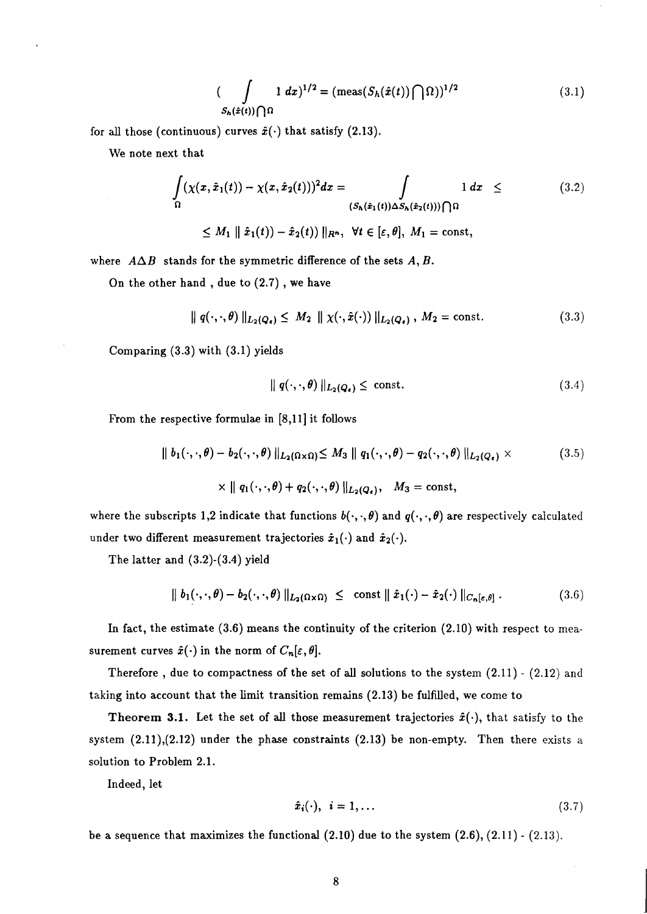$$
\Big( \int\limits_{S_h(\hat{x}(t))\bigcap\Omega} 1\, dx \Big)^{1/2} = (\text{meas}(S_h(\hat{x}(t))\bigcap\Omega))^{1/2} \tag{3.1}
$$

for all those (continuous) curves $\hat{x}(\cdot)$ that satisfy (2.13).

We note next that

$$
\int\limits_{\Omega} (\chi(x,\hat{x}_1(t)) - \chi(x,\hat{x}_2(t)))^2 dx = \int\limits_{(S_h(\hat{x}_1(t))\Delta S_h(\hat{x}_2(t)))\bigcap\Omega} 1\, dx \ \leq \tag{3.2}
$$

$$
\leq M_1 \parallel \hat{x}_1(t)) - \hat{x}_2(t)) \parallel_{R^n}, \ \forall t \in [\varepsilon,\theta], \ M_1 = \text{const},
$$

where $A\Delta B$ stands for the symmetric difference of the sets $A, B$.

On the other hand , due to (2.7) , we have

$$
\parallel q(\cdot,\cdot,\theta) \parallel_{L_2(Q_\varepsilon)} \leq \ M_2 \parallel \chi(\cdot,\hat{x}(\cdot)) \parallel_{L_2(Q_\varepsilon)}, \ M_2 = \text{const}. \tag{3.3}
$$

Comparing (3.3) with (3.1) yields

$$
\parallel q(\cdot,\cdot,\theta) \parallel_{L_2(Q_\varepsilon)} \leq \ \text{const}. \tag{3.4}
$$

From the respective formulae in [8,11] it follows

$$
\parallel b_1(\cdot,\cdot,\theta) - b_2(\cdot,\cdot,\theta) \parallel_{L_2(\Omega\times\Omega)} \leq M_3 \parallel q_1(\cdot,\cdot,\theta) - q_2(\cdot,\cdot,\theta) \parallel_{L_2(Q_\varepsilon)} \times \tag{3.5}
$$

$$
\times \parallel q_1(\cdot,\cdot,\theta) + q_2(\cdot,\cdot,\theta) \parallel_{L_2(Q_\varepsilon)}, \quad M_3 = \text{const},
$$

where the subscripts 1,2 indicate that functions $b(\cdot,\cdot,\theta)$ and $q(\cdot,\cdot,\theta)$ are respectively calculated under two different measurement trajectories $\hat{x}_1(\cdot)$ and $\hat{x}_2(\cdot)$.

The latter and (3.2)-(3.4) yield

$$
\parallel b_1(\cdot,\cdot,\theta) - b_2(\cdot,\cdot,\theta) \parallel_{L_2(\Omega\times\Omega)} \ \leq \ \text{const} \parallel \hat{x}_1(\cdot) - \hat{x}_2(\cdot) \parallel_{C_n[\varepsilon,\theta]} . \tag{3.6}
$$

In fact, the estimate (3.6) means the continuity of the criterion (2.10) with respect to measurement curves $\hat{x}(\cdot)$ in the norm of $C_n[\varepsilon,\theta]$.

Therefore , due to compactness of the set of all solutions to the system (2.11) - (2.12) and taking into account that the limit transition remains (2.13) be fulfilled, we come to

**Theorem 3.1.** Let the set of all those measurement trajectories $\hat{x}(\cdot)$, that satisfy to the system (2.11),(2.12) under the phase constraints (2.13) be non-empty. Then there exists a solution to Problem 2.1.

Indeed, let

$$
\hat{x}_i(\cdot), \ i = 1,\dots \tag{3.7}
$$

be a sequence that maximizes the functional (2.10) due to the system (2.6), (2.11) - (2.13).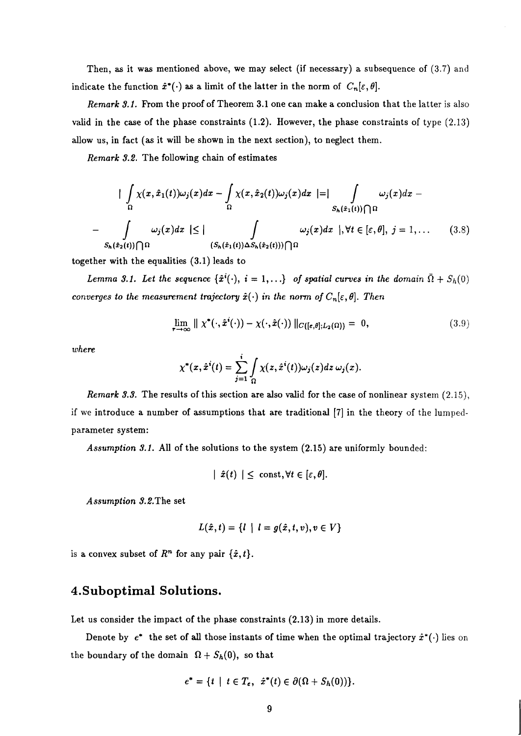Then, as it was mentioned above, we may select (if necessary) a subsequence of (3.7) and indicate the function $\hat{x}^*(\cdot)$ as a limit of the latter in the norm of $C_n[\varepsilon, \theta]$.

*Remark 3.1.* From the proof of Theorem 3.1 one can make a conclusion that the latter is also valid in the case of the phase constraints (1.2). However, the phase constraints of type (2.13) allow us, in fact (as it will be shown in the next section), to neglect them.

*Remark 3.2.* The following chain of estimates

$$
\Big| \int_{\Omega} \chi(x, \hat{x}_1(t))\omega_j(x)dx - \int_{\Omega} \chi(x, \hat{x}_2(t))\omega_j(x)dx \Big| = \Big| \int_{S_h(\hat{x}_1(t))\bigcap\Omega} \omega_j(x)dx -
$$

$$
- \int_{S_h(\hat{x}_2(t))\bigcap\Omega} \omega_j(x)dx \Big| \leq \Big| \int_{(S_h(\hat{x}_1(t))\Delta S_h(\hat{x}_2(t)))\bigcap\Omega} \omega_j(x)dx \Big|, \forall t \in [\varepsilon, \theta], \; j = 1, \ldots \tag{3.8}
$$

together with the equalities (3.1) leads to

*Lemma 3.1. Let the sequence $\{\hat{x}^i(\cdot), \; i = 1, \ldots\}$ of spatial curves in the domain $\bar{\Omega} + S_h(0)$ converges to the measurement trajectory $\hat{x}(\cdot)$ in the norm of $C_n[\varepsilon, \theta]$. Then*

$$
\lim_{r \to \infty} \| \chi^*(\cdot, \hat{x}^i(\cdot)) - \chi(\cdot, \hat{x}(\cdot)) \|_{C([\varepsilon,\theta]; L_2(\Omega))} = 0, \tag{3.9}
$$

*where*

$$
\chi^*(x, \hat{x}^i(t)) = \sum_{j=1}^{i} \int_{\Omega} \chi(z, \hat{x}^i(t))\omega_j(z)dz \, \omega_j(x).
$$

*Remark 3.3.* The results of this section are also valid for the case of nonlinear system (2.15), if we introduce a number of assumptions that are traditional [7] in the theory of the lumped-parameter system:

*Assumption 3.1.* All of the solutions to the system (2.15) are uniformly bounded:

$$
| \; \hat{x}(t) \; | \leq \text{const}, \forall t \in [\varepsilon, \theta].
$$

*Assumption 3.2.* The set

$$
L(\hat{x}, t) = \{ l \mid l = g(\hat{x}, t, v), v \in V \}
$$

is a convex subset of $R^n$ for any pair $\{\hat{x}, t\}$.

## 4. Suboptimal Solutions.

Let us consider the impact of the phase constraints (2.13) in more details.

Denote by $e^*$ the set of all those instants of time when the optimal trajectory $\hat{x}^*(\cdot)$ lies on the boundary of the domain $\Omega + S_h(0)$, so that

$$
e^* = \{ t \mid t \in T_\varepsilon, \; \hat{x}^*(t) \in \partial(\Omega + S_h(0)) \}.
$$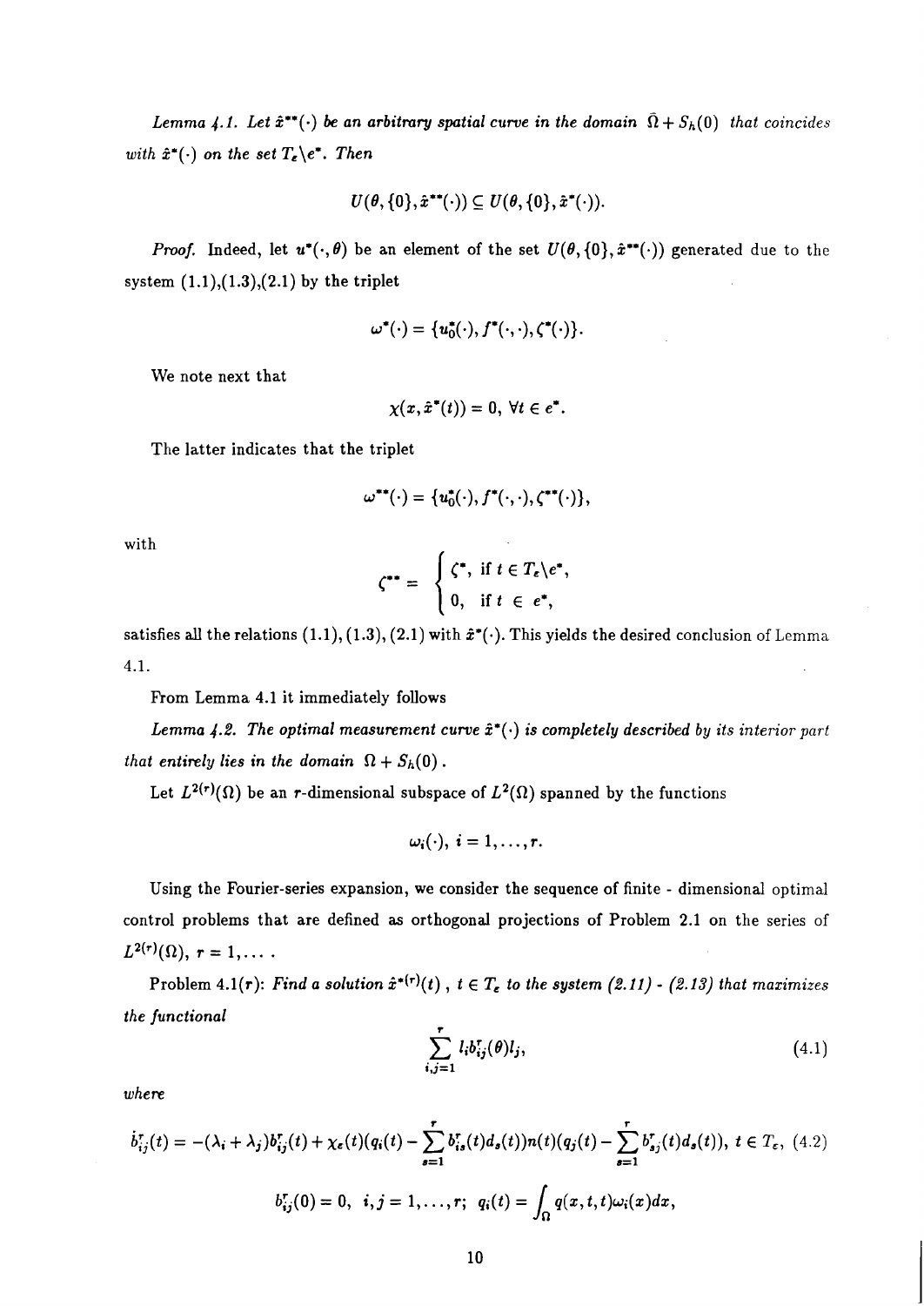*Lemma 4.1. Let $\hat{x}^{**}(\cdot)$ be an arbitrary spatial curve in the domain $\bar{\Omega} + S_h(0)$ that coincides with $\hat{x}^*(\cdot)$ on the set $T_\epsilon \backslash e^*$. Then*

$$U(\theta, \{0\}, \hat{x}^{**}(\cdot)) \subseteq U(\theta, \{0\}, \hat{x}^*(\cdot)).$$

*Proof.* Indeed, let $u^*(\cdot, \theta)$ be an element of the set $U(\theta, \{0\}, \hat{x}^{**}(\cdot))$ generated due to the system (1.1),(1.3),(2.1) by the triplet

$$\omega^*(\cdot) = \{u_0^*(\cdot), f^*(\cdot, \cdot), \zeta^*(\cdot)\}.$$

We note next that

$$\chi(x, \hat{x}^*(t)) = 0, \; \forall t \in e^*.$$

The latter indicates that the triplet

$$\omega^{**}(\cdot) = \{u_0^*(\cdot), f^*(\cdot, \cdot), \zeta^{**}(\cdot)\},$$

with

$$\zeta^{**} = \begin{cases} \zeta^*, & \text{if } t \in T_\epsilon \backslash e^*, \\ 0, & \text{if } t \in e^*, \end{cases}$$

satisfies all the relations (1.1), (1.3), (2.1) with $\hat{x}^*(\cdot)$. This yields the desired conclusion of Lemma 4.1.

From Lemma 4.1 it immediately follows

*Lemma 4.2. The optimal measurement curve $\hat{x}^*(\cdot)$ is completely described by its interior part that entirely lies in the domain $\Omega + S_h(0)$.*

Let $L^{2(r)}(\Omega)$ be an $r$-dimensional subspace of $L^2(\Omega)$ spanned by the functions

$$\omega_i(\cdot), \; i = 1, \ldots, r.$$

Using the Fourier-series expansion, we consider the sequence of finite - dimensional optimal control problems that are defined as orthogonal projections of Problem 2.1 on the series of $L^{2(r)}(\Omega)$, $r = 1, \ldots$ .

Problem 4.1($r$): *Find a solution $\hat{x}^{*(r)}(t)$ , $t \in T_\epsilon$ to the system (2.11) - (2.13) that maximizes the functional*

$$\sum_{i,j=1}^{r} l_i b_{ij}^r(\theta) l_j, \tag{4.1}$$

*where*

$$\dot{b}_{ij}^r(t) = -(\lambda_i + \lambda_j) b_{ij}^r(t) + \chi_\epsilon(t)(q_i(t) - \sum_{s=1}^{r} b_{is}^r(t) d_s(t)) n(t)(q_j(t) - \sum_{s=1}^{r} b_{sj}^r(t) d_s(t)), \; t \in T_\epsilon, \tag{4.2}$$

$$b_{ij}^r(0) = 0, \;\; i, j = 1, \ldots, r; \;\; q_i(t) = \int_\Omega q(x, t, t) \omega_i(x) dx,$$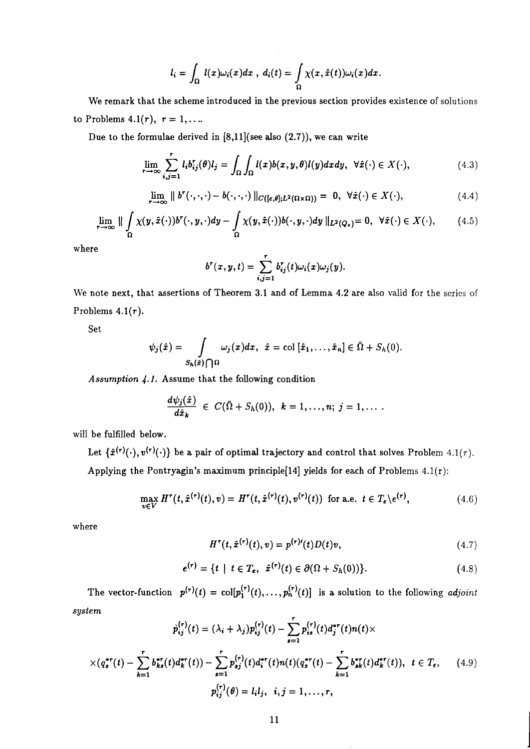$$l_i = \int_\Omega l(x)\omega_i(x)dx \ , \ d_i(t) = \int_\Omega \chi(x, \hat{x}(t))\omega_i(x)dx.$$

We remark that the scheme introduced in the previous section provides existence of solutions to Problems 4.1($r$), $r = 1, \ldots$.

Due to the formulae derived in [8,11](see also (2.7)), we can write

$$\lim_{r\to\infty} \sum_{i,j=1}^{r} l_i b^r_{ij}(\theta) l_j = \int_\Omega \int_\Omega l(x) b(x,y,\theta) l(y) dx dy, \ \ \forall \hat{x}(\cdot) \in X(\cdot), \tag{4.3}$$

$$\lim_{r\to\infty} \| b^r(\cdot,\cdot,\cdot) - b(\cdot,\cdot,\cdot) \|_{C([\epsilon,\theta];L^2(\Omega\times\Omega))} = 0, \ \ \forall \hat{x}(\cdot) \in X(\cdot), \tag{4.4}$$

$$\lim_{r\to\infty} \| \int_\Omega \chi(y, \hat{x}(\cdot)) b^r(\cdot, y, \cdot) dy - \int_\Omega \chi(y, \hat{x}(\cdot)) b(\cdot, y, \cdot) dy \|_{L^2(Q_\epsilon)} = 0, \ \ \forall \hat{x}(\cdot) \in X(\cdot), \tag{4.5}$$

where

$$b^r(x,y,t) = \sum_{i,j=1}^{r} b^r_{ij}(t)\omega_i(x)\omega_j(y).$$

We note next, that assertions of Theorem 3.1 and of Lemma 4.2 are also valid for the series of Problems 4.1($r$).

Set

$$\psi_j(\hat{x}) = \int_{S_h(\hat{x})\bigcap\Omega} \omega_j(x)dx, \ \ \hat{x} = \mathrm{col}\,[\hat{x}_1, \ldots, \hat{x}_n] \in \bar{\Omega} + S_h(0).$$

*Assumption 4.1.* Assume that the following condition

$$\frac{d\psi_j(\hat{x})}{d\hat{x}_k} \in C(\bar{\Omega} + S_h(0)), \ \ k = 1, \ldots, n; \ j = 1, \ldots .$$

will be fulfilled below.

Let $\{\hat{x}^{(r)}(\cdot), v^{(r)}(\cdot)\}$ be a pair of optimal trajectory and control that solves Problem 4.1($r$).

Applying the Pontryagin's maximum principle[14] yields for each of Problems 4.1(r):

$$\max_{v\in V} H^r(t, \hat{x}^{(r)}(t), v) = H^r(t, \hat{x}^{(r)}(t), v^{(r)}(t)) \ \text{ for a.e. } \ t \in T_\epsilon \backslash e^{(r)}, \tag{4.6}$$

where

$$H^r(t, \hat{x}^{(r)}(t), v) = p^{(r)\prime}(t) D(t) v, \tag{4.7}$$

$$e^{(r)} = \{t \mid t \in T_\epsilon, \ \hat{x}^{(r)}(t) \in \partial(\Omega + S_h(0))\}. \tag{4.8}$$

The vector-function $p^{(r)}(t) = \mathrm{col}[p^{(r)}_1(t), \ldots, p^{(r)}_n(t)]$ is a solution to the following *adjoint system*

$$\dot{p}^{(r)}_{ij}(t) = (\lambda_i + \lambda_j) p^{(r)}_{ij}(t) - \sum_{s=1}^{r} p^{(r)}_{is}(t) d^{*r}_j(t) n(t) \times$$

$$\times (q^{*r}_s(t) - \sum_{k=1}^{r} b^{*r}_{ks}(t) d^{*r}_k(t)) - \sum_{s=1}^{r} p^{(r)}_{sj}(t) d^{*r}_i(t) n(t) (q^{*r}_s(t) - \sum_{k=1}^{r} b^{*r}_{sk}(t) d^{*r}_k(t)), \ \ t \in T_\epsilon, \tag{4.9}$$

$$p^{(r)}_{ij}(\theta) = l_i l_j, \ \ i,j = 1, \ldots, r,$$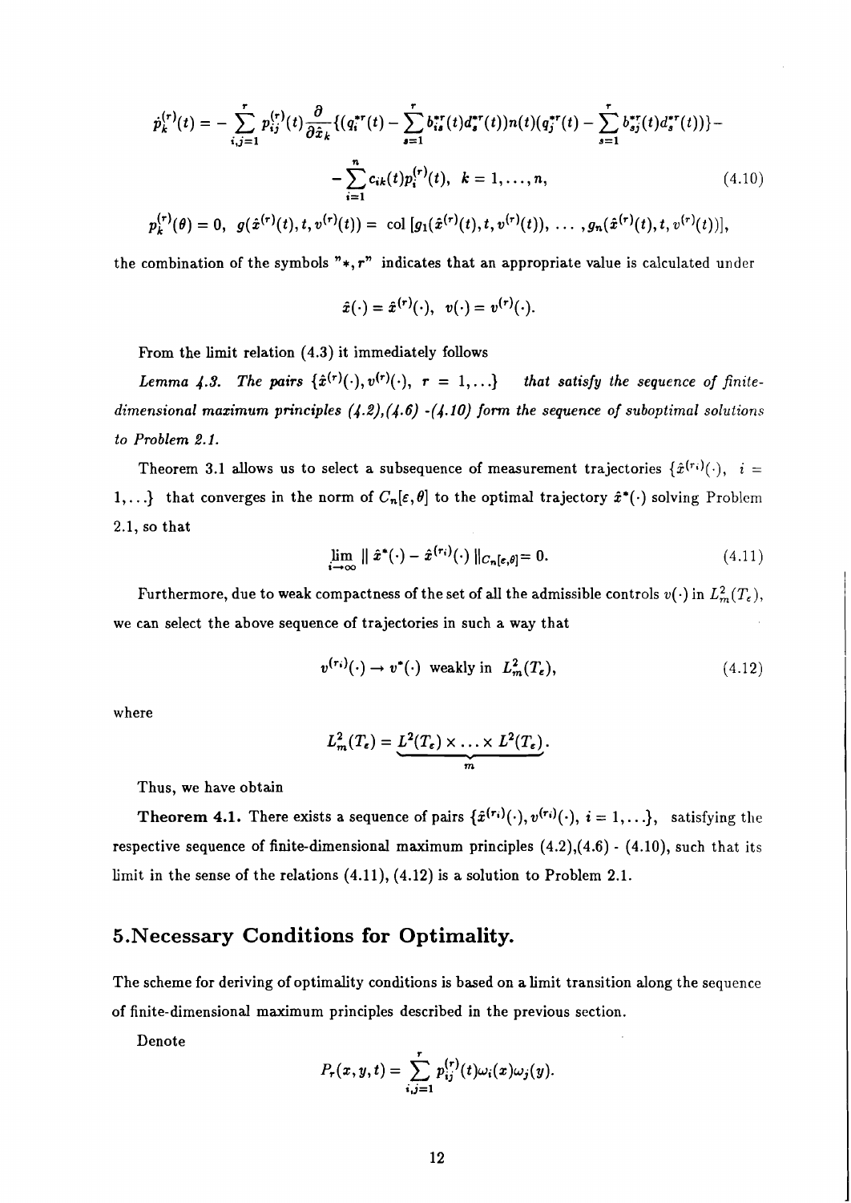$$\dot{p}_k^{(r)}(t) = -\sum_{i,j=1}^{r} p_{ij}^{(r)}(t)\frac{\partial}{\partial \hat{x}_k}\{(q_i^{*r}(t) - \sum_{s=1}^{r} b_{is}^{*r}(t)d_s^{*r}(t))n(t)(q_j^{*r}(t) - \sum_{s=1}^{r} b_{sj}^{*r}(t)d_s^{*r}(t))\} -$$

$$-\sum_{i=1}^{n} c_{ik}(t)p_i^{(r)}(t), \quad k = 1, \ldots, n, \tag{4.10}$$

$$p_k^{(r)}(\theta) = 0, \quad g(\hat{x}^{(r)}(t), t, v^{(r)}(t)) = \text{ col } [g_1(\hat{x}^{(r)}(t), t, v^{(r)}(t)), \ldots, g_n(\hat{x}^{(r)}(t), t, v^{(r)}(t))],$$

the combination of the symbols "$*, r$" indicates that an appropriate value is calculated under

$$\hat{x}(\cdot) = \hat{x}^{(r)}(\cdot), \quad v(\cdot) = v^{(r)}(\cdot).$$

From the limit relation (4.3) it immediately follows

*Lemma 4.3. The pairs* $\{\hat{x}^{(r)}(\cdot), v^{(r)}(\cdot), \ r = 1, \ldots\}$ *that satisfy the sequence of finite-dimensional maximum principles (4.2),(4.6) -(4.10) form the sequence of suboptimal solutions to Problem 2.1.*

Theorem 3.1 allows us to select a subsequence of measurement trajectories $\{\hat{x}^{(r_i)}(\cdot), \ i = 1, \ldots\}$ that converges in the norm of $C_n[\varepsilon, \theta]$ to the optimal trajectory $\hat{x}^*(\cdot)$ solving Problem 2.1, so that

$$\lim_{i \to \infty} \| \hat{x}^*(\cdot) - \hat{x}^{(r_i)}(\cdot) \|_{C_n[\varepsilon,\theta]} = 0. \tag{4.11}$$

Furthermore, due to weak compactness of the set of all the admissible controls $v(\cdot)$ in $L_m^2(T_\varepsilon)$, we can select the above sequence of trajectories in such a way that

$$v^{(r_i)}(\cdot) \to v^*(\cdot) \text{ weakly in } L_m^2(T_\varepsilon), \tag{4.12}$$

where

$$L_m^2(T_\varepsilon) = \underbrace{L^2(T_\varepsilon) \times \ldots \times L^2(T_\varepsilon)}_{m}.$$

Thus, we have obtain

**Theorem 4.1.** There exists a sequence of pairs $\{\hat{x}^{(r_i)}(\cdot), v^{(r_i)}(\cdot), \ i = 1, \ldots\}$, satisfying the respective sequence of finite-dimensional maximum principles (4.2),(4.6) - (4.10), such that its limit in the sense of the relations (4.11), (4.12) is a solution to Problem 2.1.

## 5.Necessary Conditions for Optimality.

The scheme for deriving of optimality conditions is based on a limit transition along the sequence of finite-dimensional maximum principles described in the previous section.

Denote

$$P_r(x, y, t) = \sum_{i,j=1}^{r} p_{ij}^{(r)}(t)\omega_i(x)\omega_j(y).$$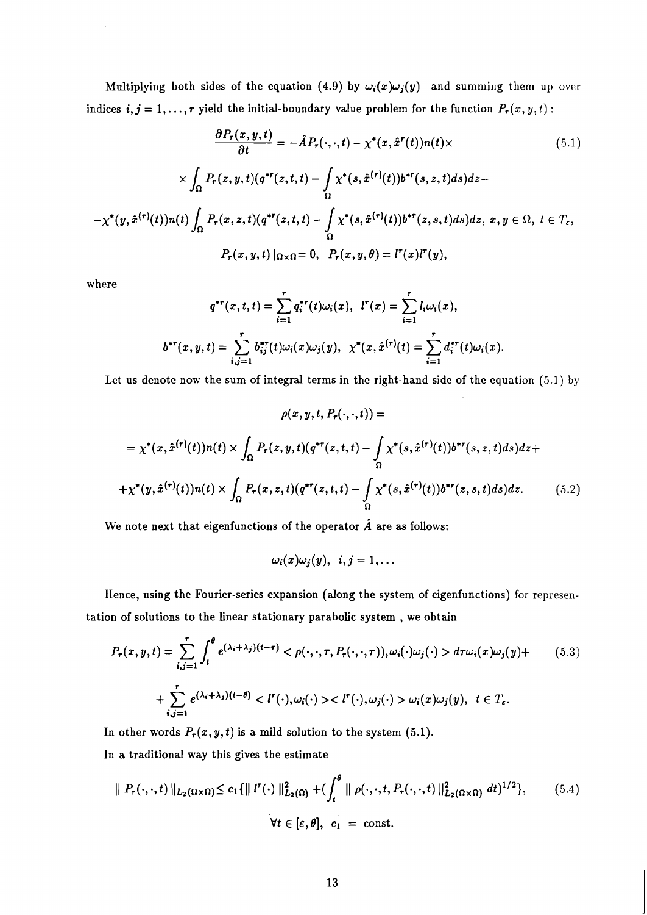Multiplying both sides of the equation (4.9) by $\omega_i(x)\omega_j(y)$ and summing them up over indices $i,j = 1,\dots,r$ yield the initial-boundary value problem for the function $P_r(x,y,t)$ :

$$\frac{\partial P_r(x,y,t)}{\partial t} = -\hat{A}P_r(\cdot,\cdot,t) - \chi^*(x,\hat{x}^r(t))n(t)\times \tag{5.1}$$

$$\times \int_\Omega P_r(z,y,t)(q^{*r}(z,t,t) - \int_\Omega \chi^*(s,\hat{x}^{(r)}(t))b^{*r}(s,z,t)ds)dz -$$

$$-\chi^*(y,\hat{x}^{(r)}(t))n(t)\int_\Omega P_r(x,z,t)(q^{*r}(z,t,t) - \int_\Omega \chi^*(s,\hat{x}^{(r)}(t))b^{*r}(z,s,t)ds)dz, \; x,y \in \Omega, \; t \in T_\varepsilon,$$

$$P_r(x,y,t)\mid_{\Omega\times\Omega} = 0, \;\; P_r(x,y,\theta) = l^r(x)l^r(y),$$

where

$$q^{*r}(x,t,t) = \sum_{i=1}^{r} q_i^{*r}(t)\omega_i(x), \;\; l^r(x) = \sum_{i=1}^{r} l_i\omega_i(x),$$

$$b^{*r}(x,y,t) = \sum_{i,j=1}^{r} b_{ij}^{*r}(t)\omega_i(x)\omega_j(y), \;\; \chi^*(x,\hat{x}^{(r)}(t) = \sum_{i=1}^{r} d_i^{*r}(t)\omega_i(x).$$

Let us denote now the sum of integral terms in the right-hand side of the equation (5.1) by

$$\rho(x,y,t,P_r(\cdot,\cdot,t)) =$$

$$= \chi^*(x,\hat{x}^{(r)}(t))n(t) \times \int_\Omega P_r(z,y,t)(q^{*r}(z,t,t) - \int_\Omega \chi^*(s,\hat{x}^{(r)}(t))b^{*r}(s,z,t)ds)dz +$$

$$+\chi^*(y,\hat{x}^{(r)}(t))n(t) \times \int_\Omega P_r(x,z,t)(q^{*r}(z,t,t) - \int_\Omega \chi^*(s,\hat{x}^{(r)}(t))b^{*r}(z,s,t)ds)dz. \tag{5.2}$$

We note next that eigenfunctions of the operator $\hat{A}$ are as follows:

$$\omega_i(x)\omega_j(y), \;\; i,j = 1,\dots$$

Hence, using the Fourier-series expansion (along the system of eigenfunctions) for representation of solutions to the linear stationary parabolic system , we obtain

$$P_r(x,y,t) = \sum_{i,j=1}^{r} \int_t^\theta e^{(\lambda_i+\lambda_j)(t-\tau)} < \rho(\cdot,\cdot,\tau,P_r(\cdot,\cdot,\tau)),\omega_i(\cdot)\omega_j(\cdot) > d\tau\,\omega_i(x)\omega_j(y) + \tag{5.3}$$

$$+\sum_{i,j=1}^{r} e^{(\lambda_i+\lambda_j)(t-\theta)} < l^r(\cdot),\omega_i(\cdot)>< l^r(\cdot),\omega_j(\cdot)> \omega_i(x)\omega_j(y), \;\; t \in T_\varepsilon.$$

In other words $P_r(x,y,t)$ is a mild solution to the system (5.1).

In a traditional way this gives the estimate

$$\| P_r(\cdot,\cdot,t) \|_{L_2(\Omega\times\Omega)} \leq c_1\{\| l^r(\cdot) \|^2_{L_2(\Omega)} + (\int_t^\theta \| \rho(\cdot,\cdot,t,P_r(\cdot,\cdot,t) \|^2_{L_2(\Omega\times\Omega)} dt)^{1/2}\}, \tag{5.4}$$

$$\forall t \in [\varepsilon,\theta], \;\; c_1 \; = \; \text{const}.$$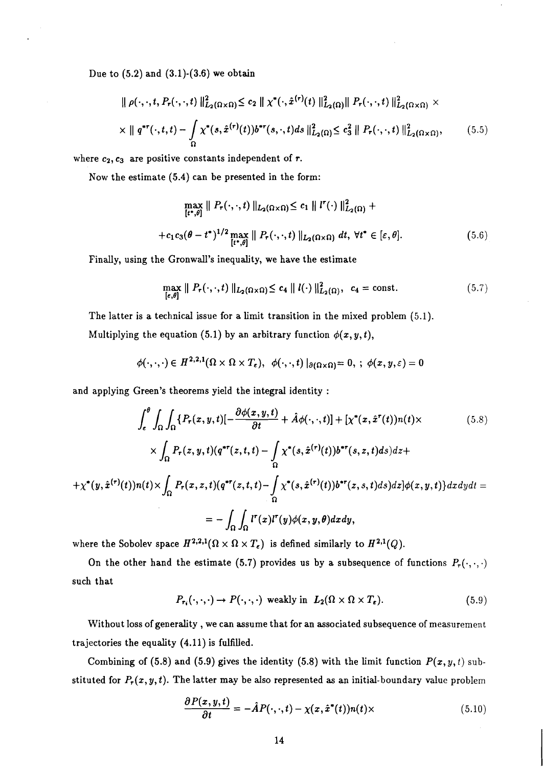Due to (5.2) and (3.1)-(3.6) we obtain

$$
\| \rho(\cdot,\cdot,t,P_r(\cdot,\cdot,t) \|^2_{L_2(\Omega\times\Omega)} \leq c_2 \| \chi^*(\cdot,\hat{x}^{(r)}(t) \|^2_{L_2(\Omega)} \| P_r(\cdot,\cdot,t) \|^2_{L_2(\Omega\times\Omega)} \times
$$

$$
\times \| q^{*r}(\cdot,t,t) - \int_\Omega \chi^*(s,\hat{x}^{(r)}(t)) b^{*r}(s,\cdot,t) ds \|^2_{L_2(\Omega)} \leq c_3^2 \| P_r(\cdot,\cdot,t) \|^2_{L_2(\Omega\times\Omega)}, \tag{5.5}
$$

where $c_2, c_3$ are positive constants independent of $r$.

Now the estimate (5.4) can be presented in the form:

$$
\max_{[t^*,\theta]} \| P_r(\cdot,\cdot,t) \|_{L_2(\Omega\times\Omega)} \leq c_1 \| l^r(\cdot) \|^2_{L_2(\Omega)} +
$$

$$
+ c_1 c_3 (\theta - t^*)^{1/2} \max_{[t^*,\theta]} \| P_r(\cdot,\cdot,t) \|_{L_2(\Omega\times\Omega)} \, dt, \ \forall t^* \in [\varepsilon, \theta]. \tag{5.6}
$$

Finally, using the Gronwall's inequality, we have the estimate

$$
\max_{[\varepsilon,\theta]} \| P_r(\cdot,\cdot,t) \|_{L_2(\Omega\times\Omega)} \leq c_4 \| l(\cdot) \|^2_{L_2(\Omega)}, \ \ c_4 = \text{const}. \tag{5.7}
$$

The latter is a technical issue for a limit transition in the mixed problem (5.1).

Multiplying the equation (5.1) by an arbitrary function $\phi(x,y,t)$,

$$
\phi(\cdot,\cdot,\cdot) \in H^{2,2,1}(\Omega\times\Omega\times T_\varepsilon), \ \ \phi(\cdot,\cdot,t)\,|_{\partial(\Omega\times\Omega)} = 0, \ ; \ \phi(x,y,\varepsilon) = 0
$$

and applying Green's theorems yield the integral identity :

$$
\int_\varepsilon^\theta \int_\Omega \int_\Omega \{ P_r(x,y,t) [ -\frac{\partial \phi(x,y,t)}{\partial t} + \hat{A}\phi(\cdot,\cdot,t) ] + [\chi^*(x,\hat{x}^r(t)) n(t) \times \tag{5.8}
$$

$$
\times \int_\Omega P_r(z,y,t) ( q^{*r}(z,t,t) - \int_\Omega \chi^*(s,\hat{x}^{(r)}(t)) b^{*r}(s,z,t) ds ) dz +
$$

$$
+ \chi^*(y,\hat{x}^{(r)}(t)) n(t) \times \int_\Omega P_r(x,z,t) ( q^{*r}(z,t,t) - \int_\Omega \chi^*(s,\hat{x}^{(r)}(t)) b^{*r}(z,s,t) ds ) dz ] \phi(x,y,t) \} dx dy dt =
$$

$$
= - \int_\Omega \int_\Omega l^r(x) l^r(y) \phi(x,y,\theta) dx dy,
$$

where the Sobolev space $H^{2,2,1}(\Omega\times\Omega\times T_\varepsilon)$ is defined similarly to $H^{2,1}(Q)$.

On the other hand the estimate (5.7) provides us by a subsequence of functions $P_r(\cdot,\cdot,\cdot)$ such that

$$
P_{r_i}(\cdot,\cdot,\cdot) \to P(\cdot,\cdot,\cdot) \ \text{weakly in} \ L_2(\Omega\times\Omega\times T_\varepsilon). \tag{5.9}
$$

Without loss of generality , we can assume that for an associated subsequence of measurement trajectories the equality (4.11) is fulfilled.

Combining of (5.8) and (5.9) gives the identity (5.8) with the limit function $P(x,y,t)$ substituted for $P_r(x,y,t)$. The latter may be also represented as an initial-boundary value problem

$$
\frac{\partial P(x,y,t)}{\partial t} = -\hat{A} P(\cdot,\cdot,t) - \chi(x,\hat{x}^*(t)) n(t) \times \tag{5.10}
$$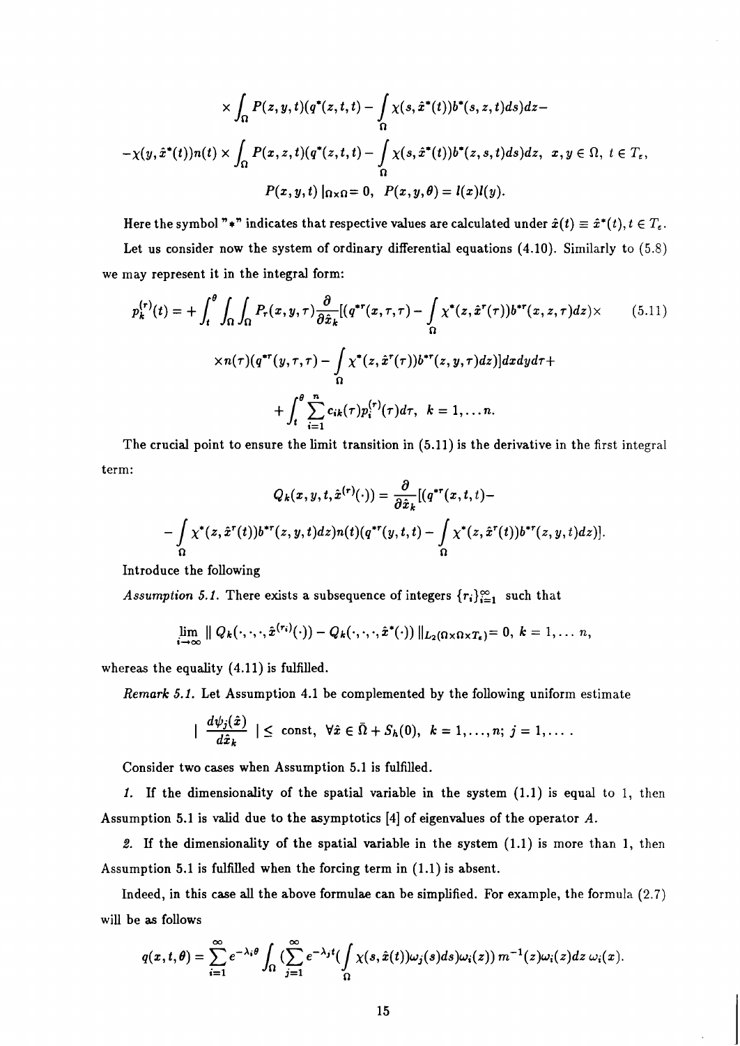$$\times \int_\Omega P(z,y,t)(q^*(z,t,t) - \int_\Omega \chi(s,\hat{x}^*(t))b^*(s,z,t)ds)dz -$$

$$-\chi(y,\hat{x}^*(t))n(t) \times \int_\Omega P(x,z,t)(q^*(z,t,t) - \int_\Omega \chi(s,\hat{x}^*(t))b^*(z,s,t)ds)dz, \;\; x,y \in \Omega, \; t \in T_\varepsilon,$$

$$P(x,y,t)\mid_{\partial\Omega\times\Omega} = 0, \;\; P(x,y,\theta) = l(x)l(y).$$

Here the symbol "$*$" indicates that respective values are calculated under $\hat{x}(t) \equiv \hat{x}^*(t), t \in T_\varepsilon$.

Let us consider now the system of ordinary differential equations (4.10). Similarly to (5.8) we may represent it in the integral form:

$$p_k^{(r)}(t) = +\int_t^\theta \int_\Omega \int_\Omega P_r(x,y,\tau)\frac{\partial}{\partial \hat{x}_k}[(q^{*r}(x,\tau,\tau) - \int_\Omega \chi^*(z,\hat{x}^r(\tau))b^{*r}(x,z,\tau)dz)\times \tag{5.11}$$

$$\times n(\tau)(q^{*r}(y,\tau,\tau) - \int_\Omega \chi^*(z,\hat{x}^r(\tau))b^{*r}(z,y,\tau)dz)]dxdyd\tau +$$

$$+\int_t^\theta \sum_{i=1}^n c_{ik}(\tau)p_i^{(r)}(\tau)d\tau, \;\; k = 1,\ldots n.$$

The crucial point to ensure the limit transition in (5.11) is the derivative in the first integral term:

$$Q_k(x,y,t,\hat{x}^{(r)}(\cdot)) = \frac{\partial}{\partial \hat{x}_k}[(q^{*r}(x,t,t) -$$

$$-\int_\Omega \chi^*(z,\hat{x}^r(t))b^{*r}(z,y,t)dz)n(t)(q^{*r}(y,t,t) - \int_\Omega \chi^*(z,\hat{x}^r(t))b^{*r}(z,y,t)dz)].$$

Introduce the following

*Assumption 5.1.* There exists a subsequence of integers $\{r_i\}_{i=1}^\infty$ such that

$$\lim_{i\to\infty} \| Q_k(\cdot,\cdot,\cdot,\hat{x}^{(r_i)}(\cdot)) - Q_k(\cdot,\cdot,\cdot,\hat{x}^*(\cdot)) \|_{L_2(\Omega\times\Omega\times T_\varepsilon)} = 0, \; k = 1,\ldots n,$$

whereas the equality (4.11) is fulfilled.

*Remark 5.1.* Let Assumption 4.1 be complemented by the following uniform estimate

$$\mid \frac{d\psi_j(\hat{x})}{d\hat{x}_k} \mid \leq \text{const}, \;\; \forall \hat{x} \in \bar{\Omega} + S_h(0), \;\; k = 1,\ldots,n; \; j = 1,\ldots .$$

Consider two cases when Assumption 5.1 is fulfilled.

*1.* If the dimensionality of the spatial variable in the system (1.1) is equal to 1, then Assumption 5.1 is valid due to the asymptotics [4] of eigenvalues of the operator $A$.

*2.* If the dimensionality of the spatial variable in the system (1.1) is more than 1, then Assumption 5.1 is fulfilled when the forcing term in (1.1) is absent.

Indeed, in this case all the above formulae can be simplified. For example, the formula (2.7) will be as follows

$$q(x,t,\theta) = \sum_{i=1}^\infty e^{-\lambda_i\theta} \int_\Omega (\sum_{j=1}^\infty e^{-\lambda_j t}(\int_\Omega \chi(s,\hat{x}(t))\omega_j(s)ds)\omega_i(z))\, m^{-1}(z)\omega_i(z)dz\, \omega_i(x).$$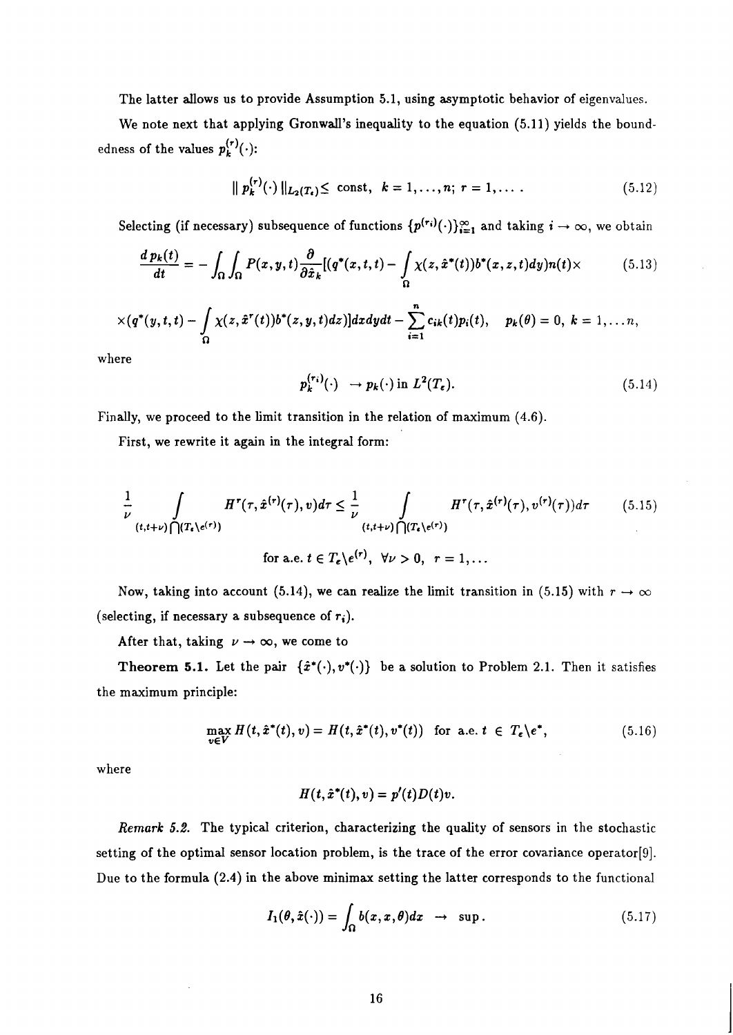The latter allows us to provide Assumption 5.1, using asymptotic behavior of eigenvalues.

We note next that applying Gronwall's inequality to the equation (5.11) yields the boundedness of the values $p_k^{(r)}(\cdot)$:

$$\| p_k^{(r)}(\cdot) \|_{L_2(T_\epsilon)} \leq \text{ const}, \;\; k = 1, \ldots, n; \; r = 1, \ldots . \tag{5.12}$$

Selecting (if necessary) subsequence of functions $\{p^{(r_i)}(\cdot)\}_{i=1}^{\infty}$ and taking $i \to \infty$, we obtain

$$\frac{d\, p_k(t)}{dt} = - \int_\Omega \int_\Omega P(x,y,t) \frac{\partial}{\partial \hat{x}_k} [(q^*(x,t,t) - \int_\Omega \chi(z, \hat{x}^*(t)) b^*(x,z,t) dy) n(t) \times \tag{5.13}$$

$$\times (q^*(y,t,t) - \int_\Omega \chi(z, \hat{x}^r(t)) b^*(z,y,t) dz)] dx dy dt - \sum_{i=1}^{n} c_{ik}(t) p_i(t), \quad p_k(\theta) = 0, \; k = 1, \ldots n,$$

where

$$p_k^{(r_i)}(\cdot) \;\; \to p_k(\cdot) \text{ in } L^2(T_\epsilon). \tag{5.14}$$

Finally, we proceed to the limit transition in the relation of maximum (4.6).

First, we rewrite it again in the integral form:

$$\frac{1}{\nu} \int\limits_{(t,t+\nu) \bigcap (T_\epsilon \backslash e^{(r)})} H^r(\tau, \hat{x}^{(r)}(\tau), v) d\tau \leq \frac{1}{\nu} \int\limits_{(t,t+\nu) \bigcap (T_\epsilon \backslash e^{(r)})} H^r(\tau, \hat{x}^{(r)}(\tau), v^{(r)}(\tau)) d\tau \tag{5.15}$$

$$\text{for a.e. } t \in T_\epsilon \backslash e^{(r)}, \;\; \forall \nu > 0, \;\; r = 1, \ldots$$

Now, taking into account (5.14), we can realize the limit transition in (5.15) with $r \to \infty$ (selecting, if necessary a subsequence of $r_i$).

After that, taking $\nu \to \infty$, we come to

**Theorem 5.1.** Let the pair $\{\hat{x}^*(\cdot), v^*(\cdot)\}$ be a solution to Problem 2.1. Then it satisfies the maximum principle:

$$\max_{v \in V} H(t, \hat{x}^*(t), v) = H(t, \hat{x}^*(t), v^*(t)) \;\; \text{for a.e. } t \; \in \; T_\epsilon \backslash e^*, \tag{5.16}$$

where

$$H(t, \hat{x}^*(t), v) = p'(t) D(t) v.$$

*Remark 5.2.* The typical criterion, characterizing the quality of sensors in the stochastic setting of the optimal sensor location problem, is the trace of the error covariance operator[9]. Due to the formula (2.4) in the above minimax setting the latter corresponds to the functional

$$I_1(\theta, \hat{x}(\cdot)) = \int_\Omega b(x, x, \theta) dx \;\; \to \;\; \sup. \tag{5.17}$$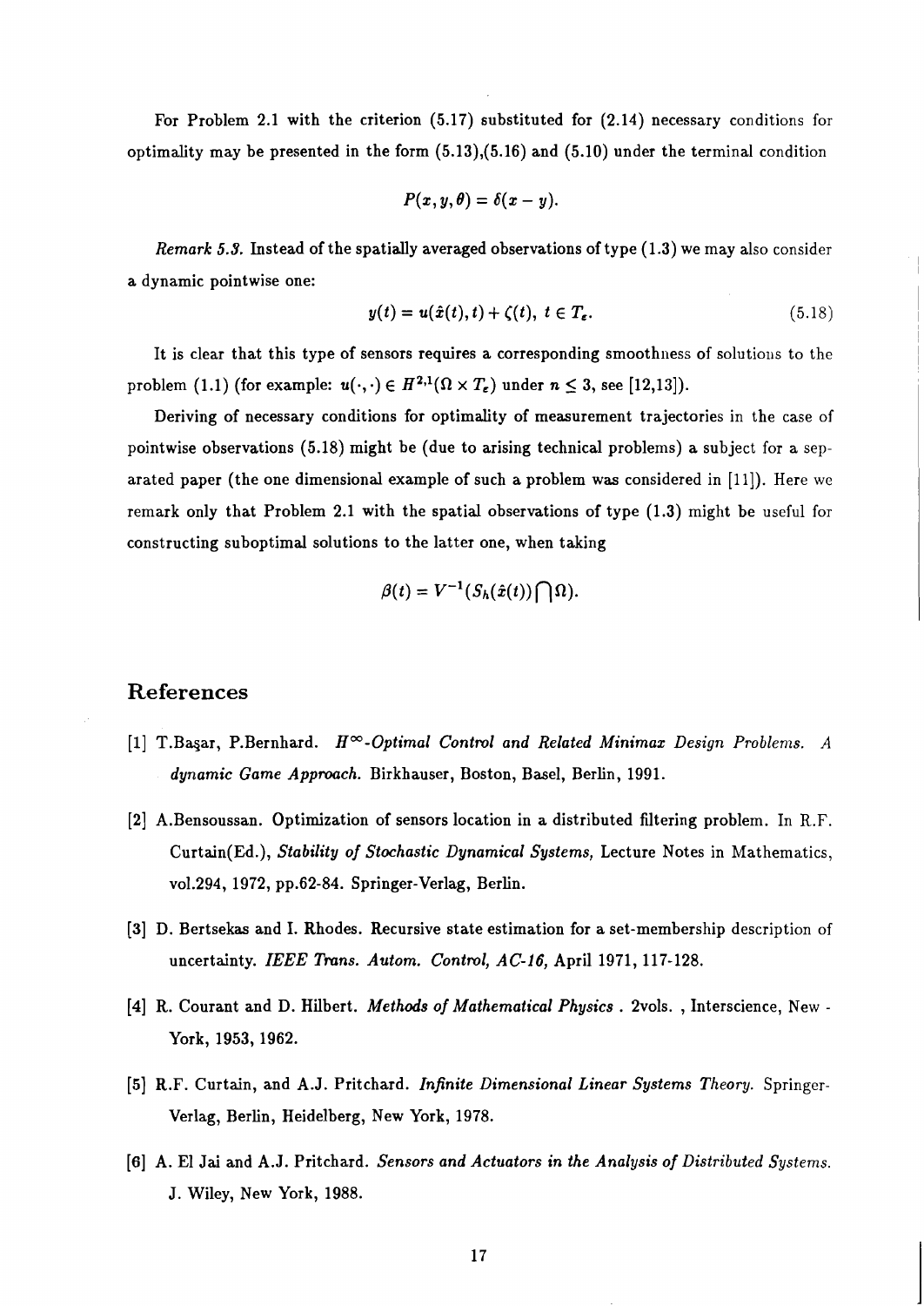For Problem 2.1 with the criterion (5.17) substituted for (2.14) necessary conditions for optimality may be presented in the form (5.13),(5.16) and (5.10) under the terminal condition

$$P(x, y, \theta) = \delta(x - y).$$

*Remark 5.3.* Instead of the spatially averaged observations of type (1.3) we may also consider a dynamic pointwise one:

$$y(t) = u(\hat{x}(t), t) + \zeta(t), \; t \in T_{\tau}. \tag{5.18}$$

It is clear that this type of sensors requires a corresponding smoothness of solutions to the problem (1.1) (for example: $u(\cdot, \cdot) \in H^{2,1}(\Omega \times T_{\tau})$ under $n \leq 3$, see [12,13]).

Deriving of necessary conditions for optimality of measurement trajectories in the case of pointwise observations (5.18) might be (due to arising technical problems) a subject for a separated paper (the one dimensional example of such a problem was considered in [11]). Here we remark only that Problem 2.1 with the spatial observations of type (1.3) might be useful for constructing suboptimal solutions to the latter one, when taking

$$\beta(t) = V^{-1}(S_h(\hat{x}(t)) \bigcap \Omega).$$

## References

[1] T.Başar, P.Bernhard. *$H^{\infty}$-Optimal Control and Related Minimax Design Problems. A dynamic Game Approach.* Birkhauser, Boston, Basel, Berlin, 1991.

[2] A.Bensoussan. Optimization of sensors location in a distributed filtering problem. In R.F. Curtain(Ed.), *Stability of Stochastic Dynamical Systems,* Lecture Notes in Mathematics, vol.294, 1972, pp.62-84. Springer-Verlag, Berlin.

[3] D. Bertsekas and I. Rhodes. Recursive state estimation for a set-membership description of uncertainty. *IEEE Trans. Autom. Control, AC-16,* April 1971, 117-128.

[4] R. Courant and D. Hilbert. *Methods of Mathematical Physics* . 2vols. , Interscience, New - York, 1953, 1962.

[5] R.F. Curtain, and A.J. Pritchard. *Infinite Dimensional Linear Systems Theory.* Springer-Verlag, Berlin, Heidelberg, New York, 1978.

[6] A. El Jai and A.J. Pritchard. *Sensors and Actuators in the Analysis of Distributed Systems.* J. Wiley, New York, 1988.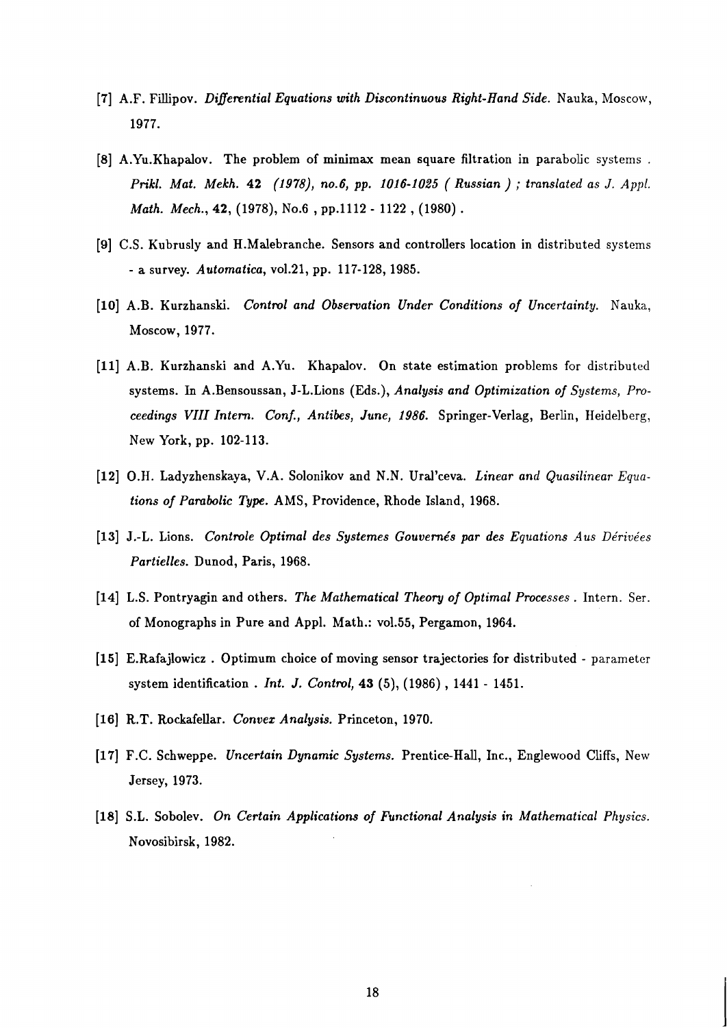[7] A.F. Fillipov. *Differential Equations with Discontinuous Right-Hand Side.* Nauka, Moscow, 1977.

[8] A.Yu.Khapalov. The problem of minimax mean square filtration in parabolic systems . *Prikl. Mat. Mekh.* **42** *(1978), no.6, pp. 1016-1025 ( Russian ) ; translated as J. Appl. Math. Mech.*, **42**, (1978), No.6 , pp.1112 - 1122 , (1980) .

[9] C.S. Kubrusly and H.Malebranche. Sensors and controllers location in distributed systems - a survey. *Automatica*, vol.21, pp. 117-128, 1985.

[10] A.B. Kurzhanski. *Control and Observation Under Conditions of Uncertainty.* Nauka, Moscow, 1977.

[11] A.B. Kurzhanski and A.Yu. Khapalov. On state estimation problems for distributed systems. In A.Bensoussan, J-L.Lions (Eds.), *Analysis and Optimization of Systems, Proceedings VIII Intern. Conf., Antibes, June, 1986.* Springer-Verlag, Berlin, Heidelberg, New York, pp. 102-113.

[12] O.H. Ladyzhenskaya, V.A. Solonikov and N.N. Ural'ceva. *Linear and Quasilinear Equations of Parabolic Type.* AMS, Providence, Rhode Island, 1968.

[13] J.-L. Lions. *Controle Optimal des Systemes Gouvernés par des Equations Aus Dérivées Partielles.* Dunod, Paris, 1968.

[14] L.S. Pontryagin and others. *The Mathematical Theory of Optimal Processes* . Intern. Ser. of Monographs in Pure and Appl. Math.: vol.55, Pergamon, 1964.

[15] E.Rafajlowicz . Optimum choice of moving sensor trajectories for distributed - parameter system identification . *Int. J. Control,* **43** (5), (1986) , 1441 - 1451.

[16] R.T. Rockafellar. *Convex Analysis.* Princeton, 1970.

[17] F.C. Schweppe. *Uncertain Dynamic Systems.* Prentice-Hall, Inc., Englewood Cliffs, New Jersey, 1973.

[18] S.L. Sobolev. *On Certain Applications of Functional Analysis in Mathematical Physics.* Novosibirsk, 1982.